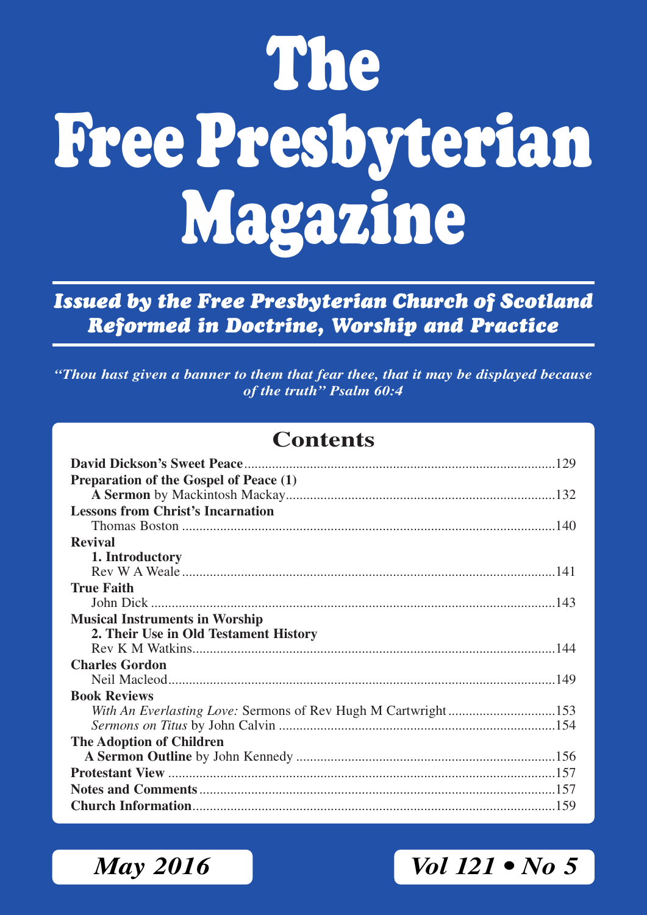# The Free Presbyterian Magazine

***Issued by the Free Presbyterian Church of Scotland***
***Reformed in Doctrine, Worship and Practice***

*"Thou hast given a banner to them that fear thee, that it may be displayed because of the truth" Psalm 60:4*

## Contents

**David Dickson's Sweet Peace** ........ 129

**Preparation of the Gospel of Peace (1)**
**A Sermon** by Mackintosh Mackay ........ 132

**Lessons from Christ's Incarnation**
Thomas Boston ........ 140

**Revival**
**1. Introductory**
Rev W A Weale ........ 141

**True Faith**
John Dick ........ 143

**Musical Instruments in Worship**
**2. Their Use in Old Testament History**
Rev K M Watkins ........ 144

**Charles Gordon**
Neil Macleod ........ 149

**Book Reviews**
*With An Everlasting Love:* Sermons of Rev Hugh M Cartwright ........ 153
*Sermons on Titus* by John Calvin ........ 154

**The Adoption of Children**
**A Sermon Outline** by John Kennedy ........ 156

**Protestant View** ........ 157

**Notes and Comments** ........ 157

**Church Information** ........ 159

*May 2016* — *Vol 121 • No 5*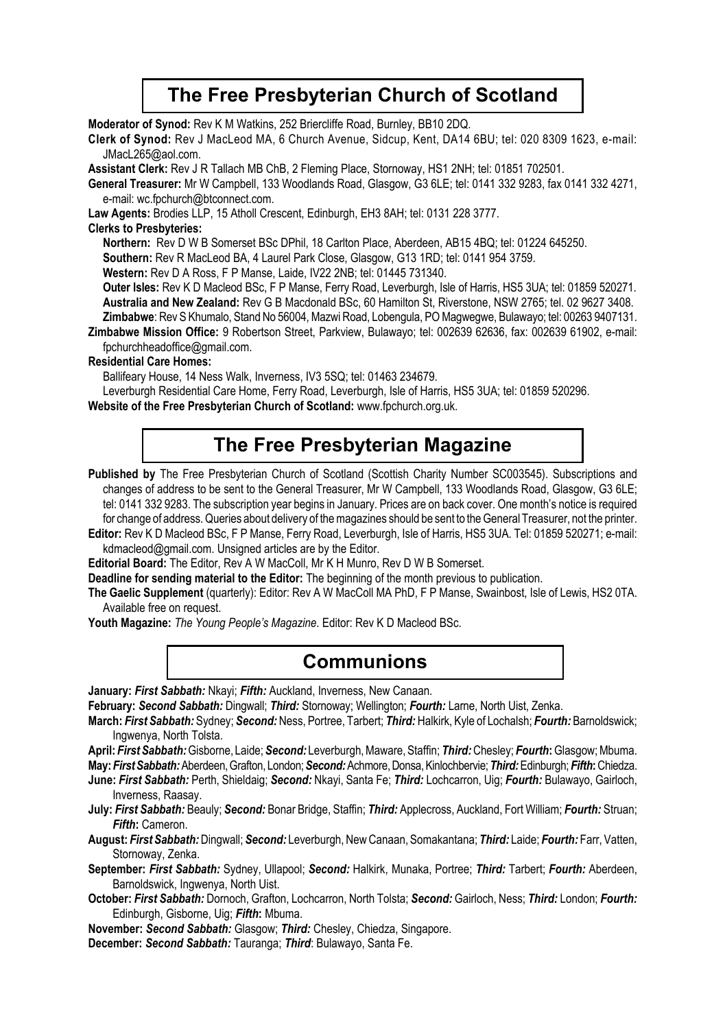## The Free Presbyterian Church of Scotland

**Moderator of Synod:** Rev K M Watkins, 252 Briercliffe Road, Burnley, BB10 2DQ.

**Clerk of Synod:** Rev J MacLeod MA, 6 Church Avenue, Sidcup, Kent, DA14 6BU; tel: 020 8309 1623, e-mail: JMacL265@aol.com.

**Assistant Clerk:** Rev J R Tallach MB ChB, 2 Fleming Place, Stornoway, HS1 2NH; tel: 01851 702501.

**General Treasurer:** Mr W Campbell, 133 Woodlands Road, Glasgow, G3 6LE; tel: 0141 332 9283, fax 0141 332 4271, e-mail: wc.fpchurch@btconnect.com.

**Law Agents:** Brodies LLP, 15 Atholl Crescent, Edinburgh, EH3 8AH; tel: 0131 228 3777.

**Clerks to Presbyteries:**

**Northern:** Rev D W B Somerset BSc DPhil, 18 Carlton Place, Aberdeen, AB15 4BQ; tel: 01224 645250.

**Southern:** Rev R MacLeod BA, 4 Laurel Park Close, Glasgow, G13 1RD; tel: 0141 954 3759.

**Western:** Rev D A Ross, F P Manse, Laide, IV22 2NB; tel: 01445 731340.

**Outer Isles:** Rev K D Macleod BSc, F P Manse, Ferry Road, Leverburgh, Isle of Harris, HS5 3UA; tel: 01859 520271.

**Australia and New Zealand:** Rev G B Macdonald BSc, 60 Hamilton St, Riverstone, NSW 2765; tel. 02 9627 3408.

**Zimbabwe**: Rev S Khumalo, Stand No 56004, Mazwi Road, Lobengula, PO Magwegwe, Bulawayo; tel: 00263 9407131.

**Zimbabwe Mission Office:** 9 Robertson Street, Parkview, Bulawayo; tel: 002639 62636, fax: 002639 61902, e-mail: fpchurchheadoffice@gmail.com.

**Residential Care Homes:**

Ballifeary House, 14 Ness Walk, Inverness, IV3 5SQ; tel: 01463 234679.

Leverburgh Residential Care Home, Ferry Road, Leverburgh, Isle of Harris, HS5 3UA; tel: 01859 520296.

**Website of the Free Presbyterian Church of Scotland:** www.fpchurch.org.uk.

## The Free Presbyterian Magazine

**Published by** The Free Presbyterian Church of Scotland (Scottish Charity Number SC003545). Subscriptions and changes of address to be sent to the General Treasurer, Mr W Campbell, 133 Woodlands Road, Glasgow, G3 6LE; tel: 0141 332 9283. The subscription year begins in January. Prices are on back cover. One month's notice is required for change of address. Queries about delivery of the magazines should be sent to the General Treasurer, not the printer.

**Editor:** Rev K D Macleod BSc, F P Manse, Ferry Road, Leverburgh, Isle of Harris, HS5 3UA. Tel: 01859 520271; e-mail: kdmacleod@gmail.com. Unsigned articles are by the Editor.

**Editorial Board:** The Editor, Rev A W MacColl, Mr K H Munro, Rev D W B Somerset.

**Deadline for sending material to the Editor:** The beginning of the month previous to publication.

**The Gaelic Supplement** (quarterly): Editor: Rev A W MacColl MA PhD, F P Manse, Swainbost, Isle of Lewis, HS2 0TA. Available free on request.

**Youth Magazine:** *The Young People's Magazine*. Editor: Rev K D Macleod BSc.

## Communions

**January:** ***First Sabbath:*** Nkayi; ***Fifth:*** Auckland, Inverness, New Canaan.

**February:** ***Second Sabbath:*** Dingwall; ***Third:*** Stornoway; Wellington; ***Fourth:*** Larne, North Uist, Zenka.

**March:** ***First Sabbath:*** Sydney; ***Second:*** Ness, Portree, Tarbert; ***Third:*** Halkirk, Kyle of Lochalsh; ***Fourth:*** Barnoldswick; Ingwenya, North Tolsta.

**April:** ***First Sabbath:*** Gisborne, Laide; ***Second:*** Leverburgh, Maware, Staffin; ***Third:*** Chesley; ***Fourth*:** Glasgow; Mbuma.

**May:** ***First Sabbath:*** Aberdeen, Grafton, London; ***Second:*** Achmore, Donsa, Kinlochbervie; ***Third:*** Edinburgh; ***Fifth*:** Chiedza.

**June:** ***First Sabbath:*** Perth, Shieldaig; ***Second:*** Nkayi, Santa Fe; ***Third:*** Lochcarron, Uig; ***Fourth:*** Bulawayo, Gairloch, Inverness, Raasay.

**July:** ***First Sabbath:*** Beauly; ***Second:*** Bonar Bridge, Staffin; ***Third:*** Applecross, Auckland, Fort William; ***Fourth:*** Struan; ***Fifth*:** Cameron.

**August:** ***First Sabbath:*** Dingwall; ***Second:*** Leverburgh, New Canaan, Somakantana; ***Third:*** Laide; ***Fourth:*** Farr, Vatten, Stornoway, Zenka.

**September:** ***First Sabbath:*** Sydney, Ullapool; ***Second:*** Halkirk, Munaka, Portree; ***Third:*** Tarbert; ***Fourth:*** Aberdeen, Barnoldswick, Ingwenya, North Uist.

**October:** ***First Sabbath:*** Dornoch, Grafton, Lochcarron, North Tolsta; ***Second:*** Gairloch, Ness; ***Third:*** London; ***Fourth:*** Edinburgh, Gisborne, Uig; ***Fifth*:** Mbuma.

**November:** ***Second Sabbath:*** Glasgow; ***Third:*** Chesley, Chiedza, Singapore.

**December:** ***Second Sabbath:*** Tauranga; ***Third***: Bulawayo, Santa Fe.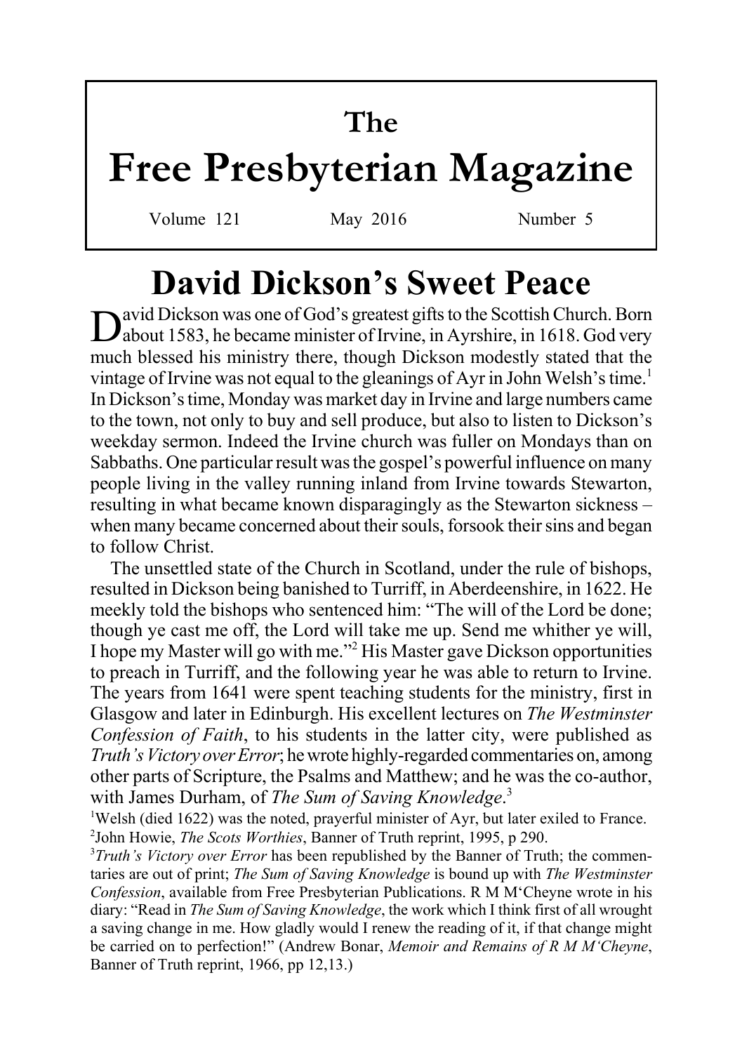# The Free Presbyterian Magazine

Volume 121 May 2016 Number 5

## David Dickson's Sweet Peace

David Dickson was one of God's greatest gifts to the Scottish Church. Born about 1583, he became minister of Irvine, in Ayrshire, in 1618. God very much blessed his ministry there, though Dickson modestly stated that the vintage of Irvine was not equal to the gleanings of Ayr in John Welsh's time.[1] In Dickson's time, Monday was market day in Irvine and large numbers came to the town, not only to buy and sell produce, but also to listen to Dickson's weekday sermon. Indeed the Irvine church was fuller on Mondays than on Sabbaths. One particular result was the gospel's powerful influence on many people living in the valley running inland from Irvine towards Stewarton, resulting in what became known disparagingly as the Stewarton sickness – when many became concerned about their souls, forsook their sins and began to follow Christ.

The unsettled state of the Church in Scotland, under the rule of bishops, resulted in Dickson being banished to Turriff, in Aberdeenshire, in 1622. He meekly told the bishops who sentenced him: "The will of the Lord be done; though ye cast me off, the Lord will take me up. Send me whither ye will, I hope my Master will go with me."[2] His Master gave Dickson opportunities to preach in Turriff, and the following year he was able to return to Irvine. The years from 1641 were spent teaching students for the ministry, first in Glasgow and later in Edinburgh. His excellent lectures on *The Westminster Confession of Faith*, to his students in the latter city, were published as *Truth's Victory over Error*; he wrote highly-regarded commentaries on, among other parts of Scripture, the Psalms and Matthew; and he was the co-author, with James Durham, of *The Sum of Saving Knowledge*.[3]

[1]Welsh (died 1622) was the noted, prayerful minister of Ayr, but later exiled to France.

[2]John Howie, *The Scots Worthies*, Banner of Truth reprint, 1995, p 290.

[3]*Truth's Victory over Error* has been republished by the Banner of Truth; the commentaries are out of print; *The Sum of Saving Knowledge* is bound up with *The Westminster Confession*, available from Free Presbyterian Publications. R M M'Cheyne wrote in his diary: "Read in *The Sum of Saving Knowledge*, the work which I think first of all wrought a saving change in me. How gladly would I renew the reading of it, if that change might be carried on to perfection!" (Andrew Bonar, *Memoir and Remains of R M M'Cheyne*, Banner of Truth reprint, 1966, pp 12,13.)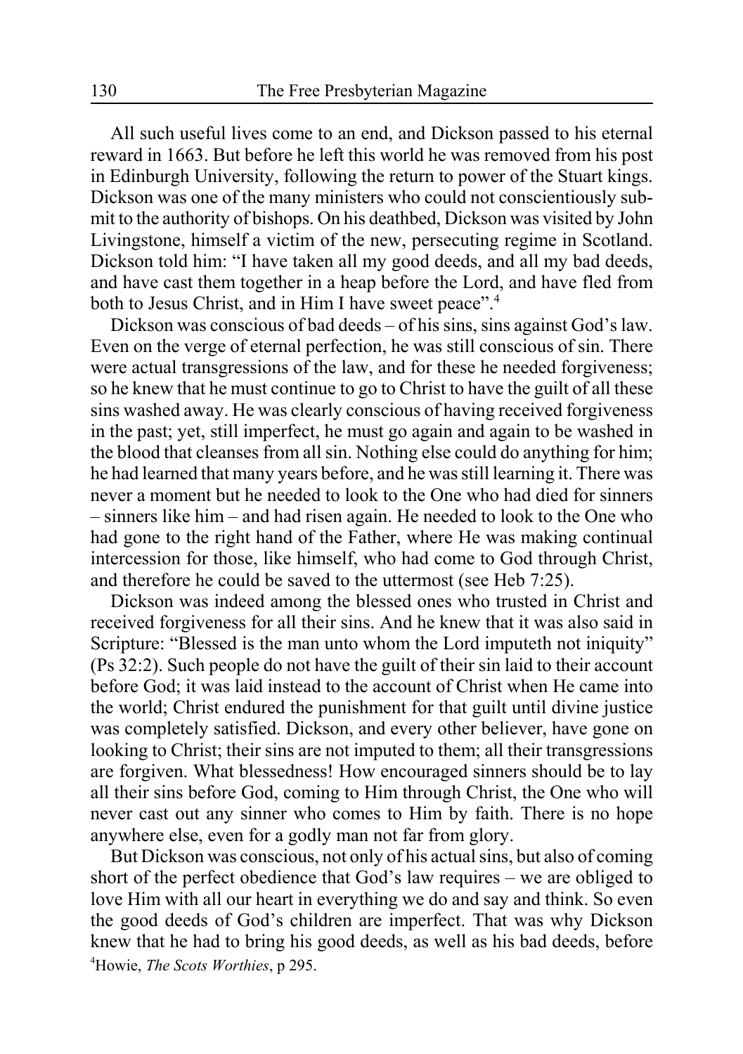All such useful lives come to an end, and Dickson passed to his eternal reward in 1663. But before he left this world he was removed from his post in Edinburgh University, following the return to power of the Stuart kings. Dickson was one of the many ministers who could not conscientiously submit to the authority of bishops. On his deathbed, Dickson was visited by John Livingstone, himself a victim of the new, persecuting regime in Scotland. Dickson told him: "I have taken all my good deeds, and all my bad deeds, and have cast them together in a heap before the Lord, and have fled from both to Jesus Christ, and in Him I have sweet peace".[4]

Dickson was conscious of bad deeds – of his sins, sins against God's law. Even on the verge of eternal perfection, he was still conscious of sin. There were actual transgressions of the law, and for these he needed forgiveness; so he knew that he must continue to go to Christ to have the guilt of all these sins washed away. He was clearly conscious of having received forgiveness in the past; yet, still imperfect, he must go again and again to be washed in the blood that cleanses from all sin. Nothing else could do anything for him; he had learned that many years before, and he was still learning it. There was never a moment but he needed to look to the One who had died for sinners – sinners like him – and had risen again. He needed to look to the One who had gone to the right hand of the Father, where He was making continual intercession for those, like himself, who had come to God through Christ, and therefore he could be saved to the uttermost (see Heb 7:25).

Dickson was indeed among the blessed ones who trusted in Christ and received forgiveness for all their sins. And he knew that it was also said in Scripture: "Blessed is the man unto whom the Lord imputeth not iniquity" (Ps 32:2). Such people do not have the guilt of their sin laid to their account before God; it was laid instead to the account of Christ when He came into the world; Christ endured the punishment for that guilt until divine justice was completely satisfied. Dickson, and every other believer, have gone on looking to Christ; their sins are not imputed to them; all their transgressions are forgiven. What blessedness! How encouraged sinners should be to lay all their sins before God, coming to Him through Christ, the One who will never cast out any sinner who comes to Him by faith. There is no hope anywhere else, even for a godly man not far from glory.

But Dickson was conscious, not only of his actual sins, but also of coming short of the perfect obedience that God's law requires – we are obliged to love Him with all our heart in everything we do and say and think. So even the good deeds of God's children are imperfect. That was why Dickson knew that he had to bring his good deeds, as well as his bad deeds, before

[4]Howie, *The Scots Worthies*, p 295.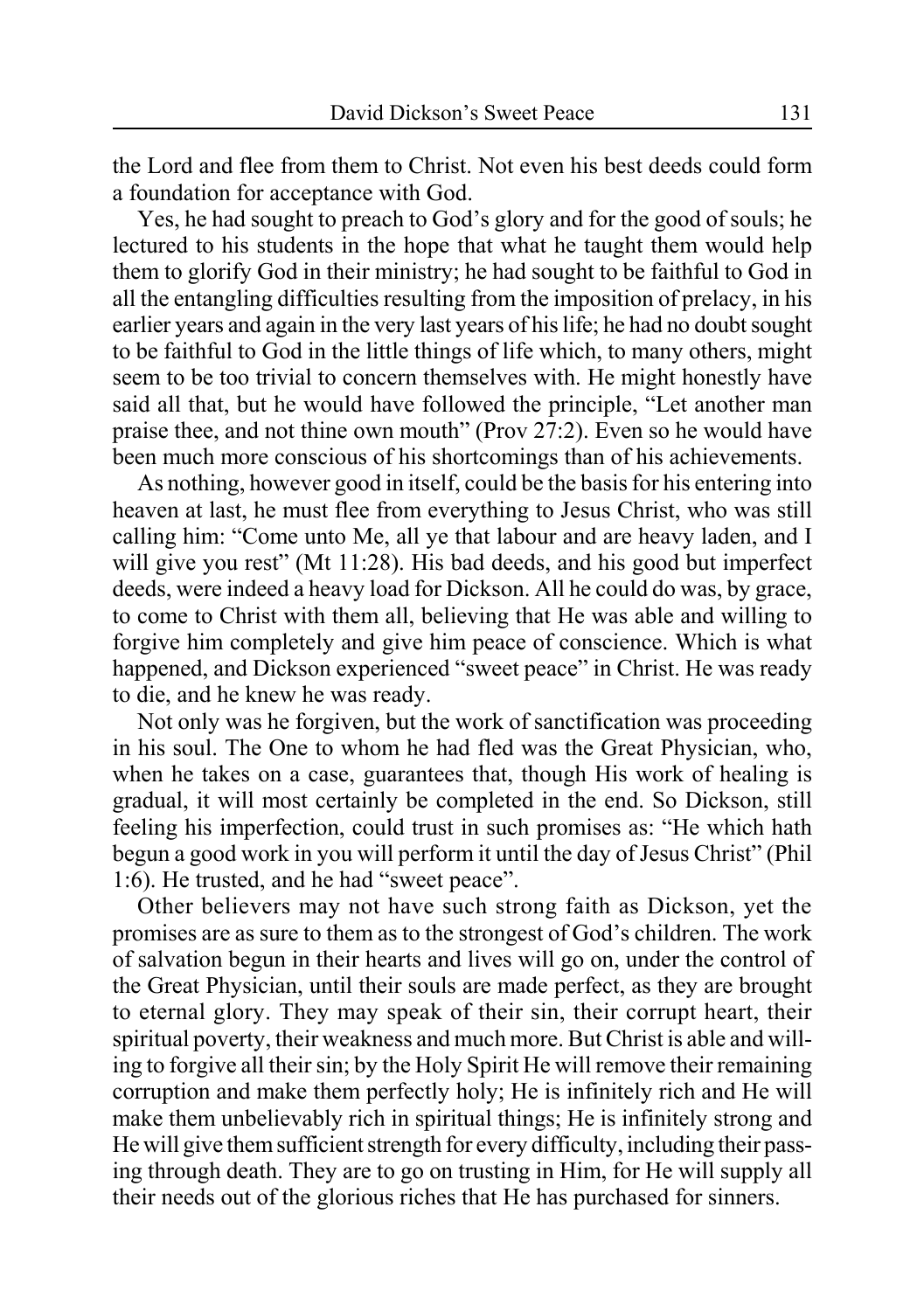the Lord and flee from them to Christ. Not even his best deeds could form a foundation for acceptance with God.

Yes, he had sought to preach to God's glory and for the good of souls; he lectured to his students in the hope that what he taught them would help them to glorify God in their ministry; he had sought to be faithful to God in all the entangling difficulties resulting from the imposition of prelacy, in his earlier years and again in the very last years of his life; he had no doubt sought to be faithful to God in the little things of life which, to many others, might seem to be too trivial to concern themselves with. He might honestly have said all that, but he would have followed the principle, "Let another man praise thee, and not thine own mouth" (Prov 27:2). Even so he would have been much more conscious of his shortcomings than of his achievements.

As nothing, however good in itself, could be the basis for his entering into heaven at last, he must flee from everything to Jesus Christ, who was still calling him: "Come unto Me, all ye that labour and are heavy laden, and I will give you rest" (Mt 11:28). His bad deeds, and his good but imperfect deeds, were indeed a heavy load for Dickson. All he could do was, by grace, to come to Christ with them all, believing that He was able and willing to forgive him completely and give him peace of conscience. Which is what happened, and Dickson experienced "sweet peace" in Christ. He was ready to die, and he knew he was ready.

Not only was he forgiven, but the work of sanctification was proceeding in his soul. The One to whom he had fled was the Great Physician, who, when he takes on a case, guarantees that, though His work of healing is gradual, it will most certainly be completed in the end. So Dickson, still feeling his imperfection, could trust in such promises as: "He which hath begun a good work in you will perform it until the day of Jesus Christ" (Phil 1:6). He trusted, and he had "sweet peace".

Other believers may not have such strong faith as Dickson, yet the promises are as sure to them as to the strongest of God's children. The work of salvation begun in their hearts and lives will go on, under the control of the Great Physician, until their souls are made perfect, as they are brought to eternal glory. They may speak of their sin, their corrupt heart, their spiritual poverty, their weakness and much more. But Christ is able and willing to forgive all their sin; by the Holy Spirit He will remove their remaining corruption and make them perfectly holy; He is infinitely rich and He will make them unbelievably rich in spiritual things; He is infinitely strong and He will give them sufficient strength for every difficulty, including their passing through death. They are to go on trusting in Him, for He will supply all their needs out of the glorious riches that He has purchased for sinners.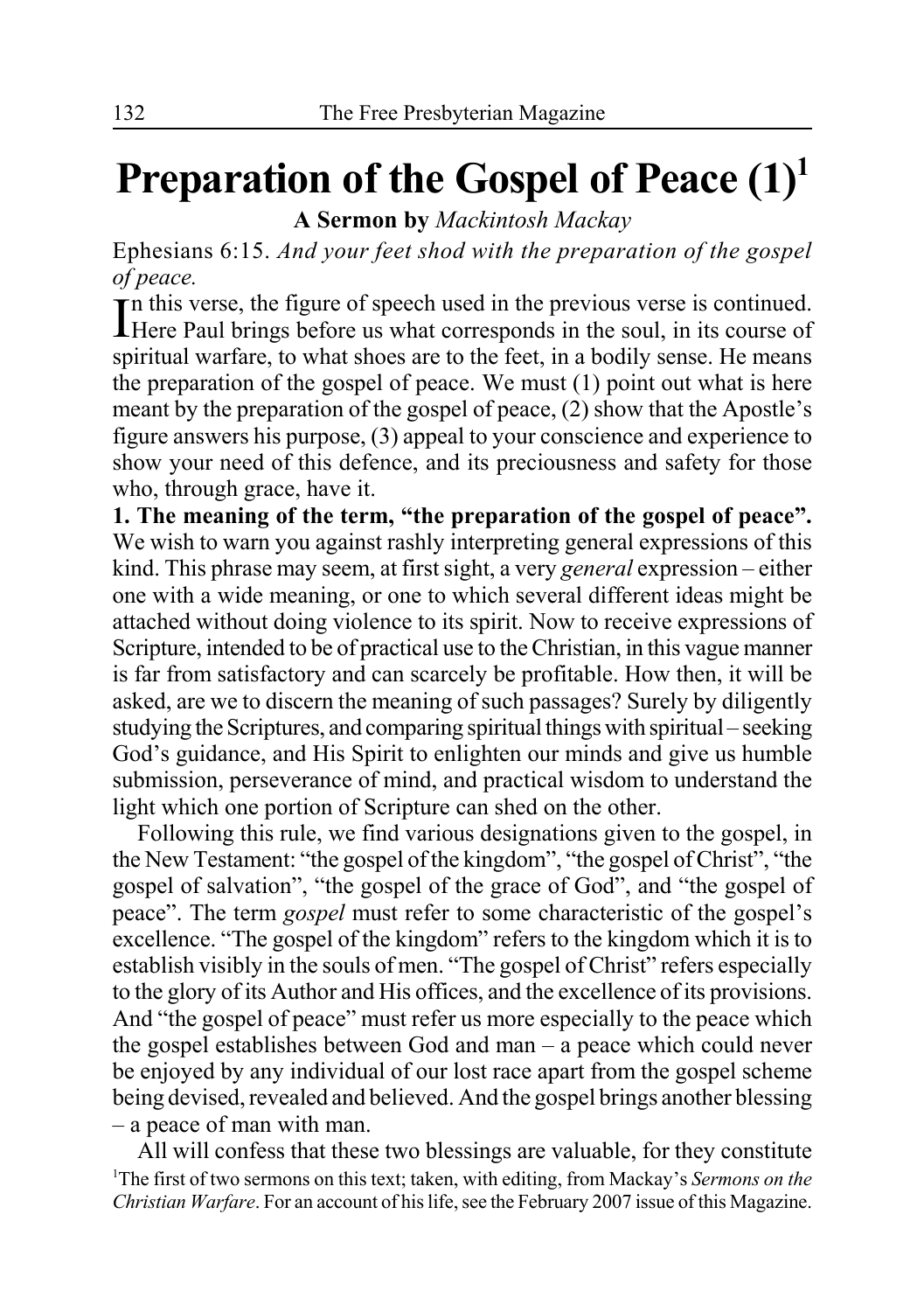# Preparation of the Gospel of Peace (1)[1]

**A Sermon by** *Mackintosh Mackay*

Ephesians 6:15. *And your feet shod with the preparation of the gospel of peace.*

In this verse, the figure of speech used in the previous verse is continued. Here Paul brings before us what corresponds in the soul, in its course of spiritual warfare, to what shoes are to the feet, in a bodily sense. He means the preparation of the gospel of peace. We must (1) point out what is here meant by the preparation of the gospel of peace, (2) show that the Apostle's figure answers his purpose, (3) appeal to your conscience and experience to show your need of this defence, and its preciousness and safety for those who, through grace, have it.

**1. The meaning of the term, "the preparation of the gospel of peace".** We wish to warn you against rashly interpreting general expressions of this kind. This phrase may seem, at first sight, a very *general* expression – either one with a wide meaning, or one to which several different ideas might be attached without doing violence to its spirit. Now to receive expressions of Scripture, intended to be of practical use to the Christian, in this vague manner is far from satisfactory and can scarcely be profitable. How then, it will be asked, are we to discern the meaning of such passages? Surely by diligently studying the Scriptures, and comparing spiritual things with spiritual – seeking God's guidance, and His Spirit to enlighten our minds and give us humble submission, perseverance of mind, and practical wisdom to understand the light which one portion of Scripture can shed on the other.

Following this rule, we find various designations given to the gospel, in the New Testament: "the gospel of the kingdom", "the gospel of Christ", "the gospel of salvation", "the gospel of the grace of God", and "the gospel of peace". The term *gospel* must refer to some characteristic of the gospel's excellence. "The gospel of the kingdom" refers to the kingdom which it is to establish visibly in the souls of men. "The gospel of Christ" refers especially to the glory of its Author and His offices, and the excellence of its provisions. And "the gospel of peace" must refer us more especially to the peace which the gospel establishes between God and man – a peace which could never be enjoyed by any individual of our lost race apart from the gospel scheme being devised, revealed and believed. And the gospel brings another blessing – a peace of man with man.

All will confess that these two blessings are valuable, for they constitute

[1]The first of two sermons on this text; taken, with editing, from Mackay's *Sermons on the Christian Warfare*. For an account of his life, see the February 2007 issue of this Magazine.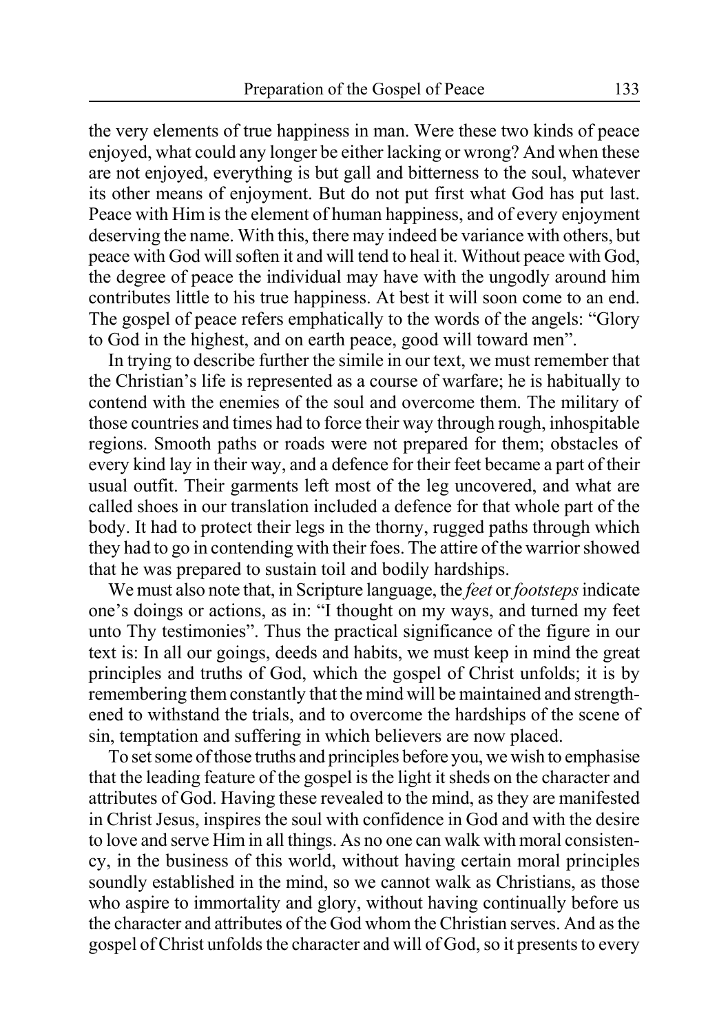the very elements of true happiness in man. Were these two kinds of peace enjoyed, what could any longer be either lacking or wrong? And when these are not enjoyed, everything is but gall and bitterness to the soul, whatever its other means of enjoyment. But do not put first what God has put last. Peace with Him is the element of human happiness, and of every enjoyment deserving the name. With this, there may indeed be variance with others, but peace with God will soften it and will tend to heal it. Without peace with God, the degree of peace the individual may have with the ungodly around him contributes little to his true happiness. At best it will soon come to an end. The gospel of peace refers emphatically to the words of the angels: "Glory to God in the highest, and on earth peace, good will toward men".

In trying to describe further the simile in our text, we must remember that the Christian's life is represented as a course of warfare; he is habitually to contend with the enemies of the soul and overcome them. The military of those countries and times had to force their way through rough, inhospitable regions. Smooth paths or roads were not prepared for them; obstacles of every kind lay in their way, and a defence for their feet became a part of their usual outfit. Their garments left most of the leg uncovered, and what are called shoes in our translation included a defence for that whole part of the body. It had to protect their legs in the thorny, rugged paths through which they had to go in contending with their foes. The attire of the warrior showed that he was prepared to sustain toil and bodily hardships.

We must also note that, in Scripture language, the *feet* or *footsteps* indicate one's doings or actions, as in: "I thought on my ways, and turned my feet unto Thy testimonies". Thus the practical significance of the figure in our text is: In all our goings, deeds and habits, we must keep in mind the great principles and truths of God, which the gospel of Christ unfolds; it is by remembering them constantly that the mind will be maintained and strengthened to withstand the trials, and to overcome the hardships of the scene of sin, temptation and suffering in which believers are now placed.

To set some of those truths and principles before you, we wish to emphasise that the leading feature of the gospel is the light it sheds on the character and attributes of God. Having these revealed to the mind, as they are manifested in Christ Jesus, inspires the soul with confidence in God and with the desire to love and serve Him in all things. As no one can walk with moral consistency, in the business of this world, without having certain moral principles soundly established in the mind, so we cannot walk as Christians, as those who aspire to immortality and glory, without having continually before us the character and attributes of the God whom the Christian serves. And as the gospel of Christ unfolds the character and will of God, so it presents to every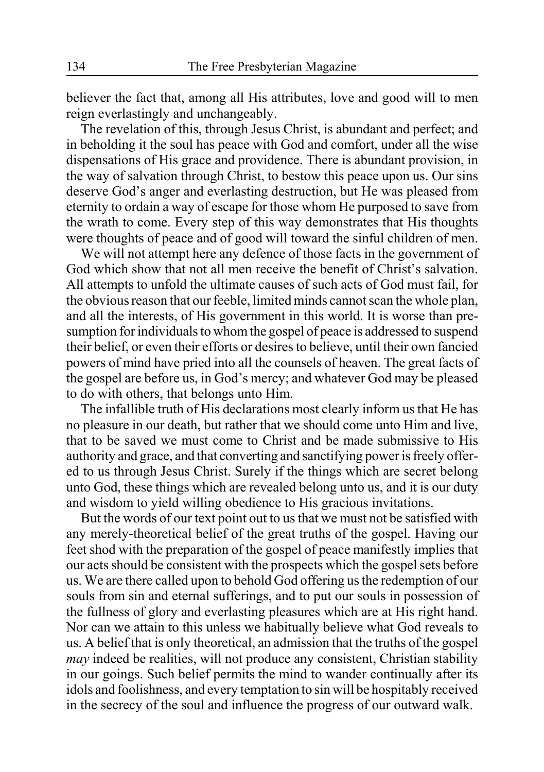believer the fact that, among all His attributes, love and good will to men reign everlastingly and unchangeably.

The revelation of this, through Jesus Christ, is abundant and perfect; and in beholding it the soul has peace with God and comfort, under all the wise dispensations of His grace and providence. There is abundant provision, in the way of salvation through Christ, to bestow this peace upon us. Our sins deserve God's anger and everlasting destruction, but He was pleased from eternity to ordain a way of escape for those whom He purposed to save from the wrath to come. Every step of this way demonstrates that His thoughts were thoughts of peace and of good will toward the sinful children of men.

We will not attempt here any defence of those facts in the government of God which show that not all men receive the benefit of Christ's salvation. All attempts to unfold the ultimate causes of such acts of God must fail, for the obvious reason that our feeble, limited minds cannot scan the whole plan, and all the interests, of His government in this world. It is worse than presumption for individuals to whom the gospel of peace is addressed to suspend their belief, or even their efforts or desires to believe, until their own fancied powers of mind have pried into all the counsels of heaven. The great facts of the gospel are before us, in God's mercy; and whatever God may be pleased to do with others, that belongs unto Him.

The infallible truth of His declarations most clearly inform us that He has no pleasure in our death, but rather that we should come unto Him and live, that to be saved we must come to Christ and be made submissive to His authority and grace, and that converting and sanctifying power is freely offered to us through Jesus Christ. Surely if the things which are secret belong unto God, these things which are revealed belong unto us, and it is our duty and wisdom to yield willing obedience to His gracious invitations.

But the words of our text point out to us that we must not be satisfied with any merely-theoretical belief of the great truths of the gospel. Having our feet shod with the preparation of the gospel of peace manifestly implies that our acts should be consistent with the prospects which the gospel sets before us. We are there called upon to behold God offering us the redemption of our souls from sin and eternal sufferings, and to put our souls in possession of the fullness of glory and everlasting pleasures which are at His right hand. Nor can we attain to this unless we habitually believe what God reveals to us. A belief that is only theoretical, an admission that the truths of the gospel *may* indeed be realities, will not produce any consistent, Christian stability in our goings. Such belief permits the mind to wander continually after its idols and foolishness, and every temptation to sin will be hospitably received in the secrecy of the soul and influence the progress of our outward walk.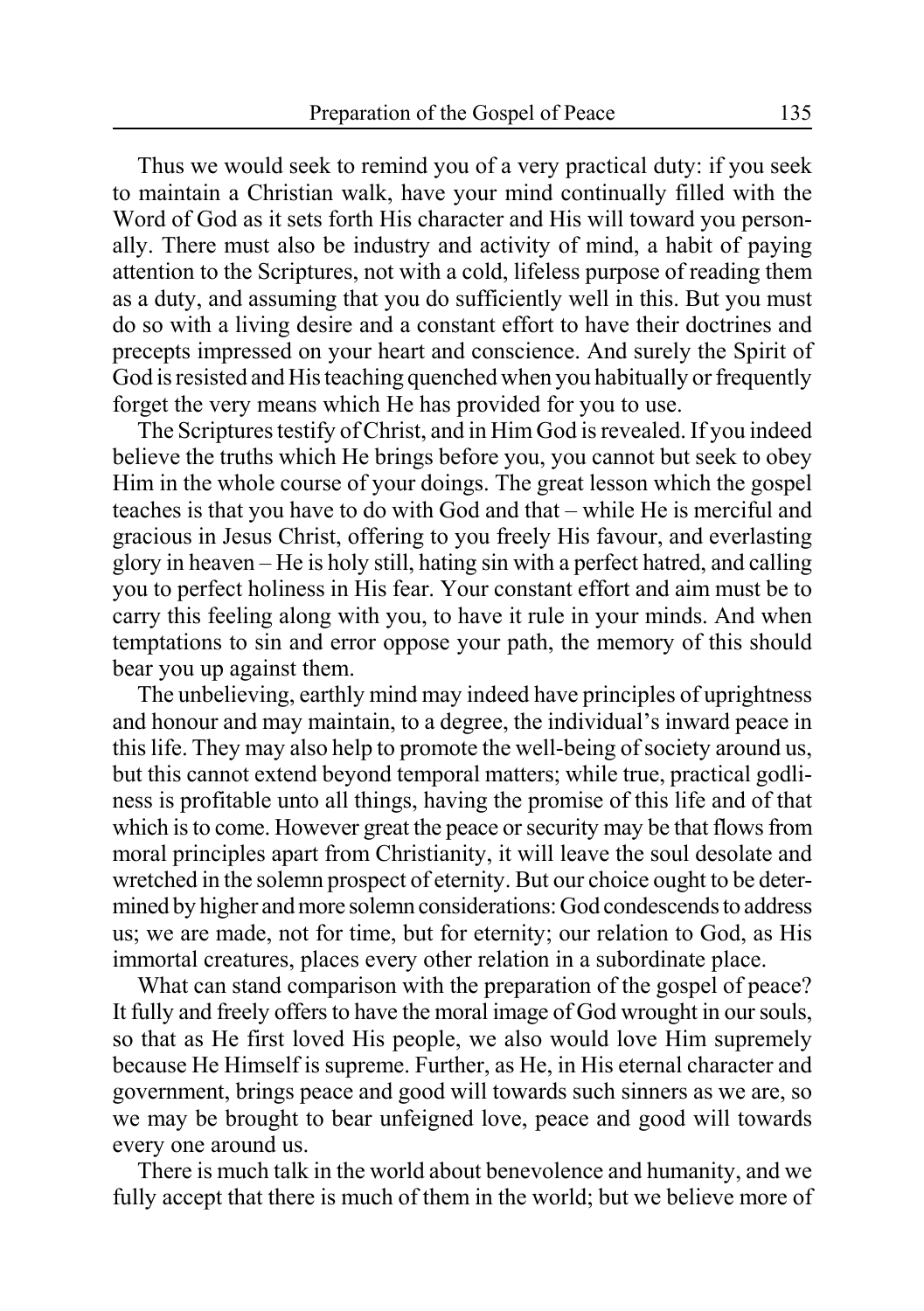Thus we would seek to remind you of a very practical duty: if you seek to maintain a Christian walk, have your mind continually filled with the Word of God as it sets forth His character and His will toward you personally. There must also be industry and activity of mind, a habit of paying attention to the Scriptures, not with a cold, lifeless purpose of reading them as a duty, and assuming that you do sufficiently well in this. But you must do so with a living desire and a constant effort to have their doctrines and precepts impressed on your heart and conscience. And surely the Spirit of God is resisted and His teaching quenched when you habitually or frequently forget the very means which He has provided for you to use.

The Scriptures testify of Christ, and in Him God is revealed. If you indeed believe the truths which He brings before you, you cannot but seek to obey Him in the whole course of your doings. The great lesson which the gospel teaches is that you have to do with God and that – while He is merciful and gracious in Jesus Christ, offering to you freely His favour, and everlasting glory in heaven – He is holy still, hating sin with a perfect hatred, and calling you to perfect holiness in His fear. Your constant effort and aim must be to carry this feeling along with you, to have it rule in your minds. And when temptations to sin and error oppose your path, the memory of this should bear you up against them.

The unbelieving, earthly mind may indeed have principles of uprightness and honour and may maintain, to a degree, the individual's inward peace in this life. They may also help to promote the well-being of society around us, but this cannot extend beyond temporal matters; while true, practical godliness is profitable unto all things, having the promise of this life and of that which is to come. However great the peace or security may be that flows from moral principles apart from Christianity, it will leave the soul desolate and wretched in the solemn prospect of eternity. But our choice ought to be determined by higher and more solemn considerations: God condescends to address us; we are made, not for time, but for eternity; our relation to God, as His immortal creatures, places every other relation in a subordinate place.

What can stand comparison with the preparation of the gospel of peace? It fully and freely offers to have the moral image of God wrought in our souls, so that as He first loved His people, we also would love Him supremely because He Himself is supreme. Further, as He, in His eternal character and government, brings peace and good will towards such sinners as we are, so we may be brought to bear unfeigned love, peace and good will towards every one around us.

There is much talk in the world about benevolence and humanity, and we fully accept that there is much of them in the world; but we believe more of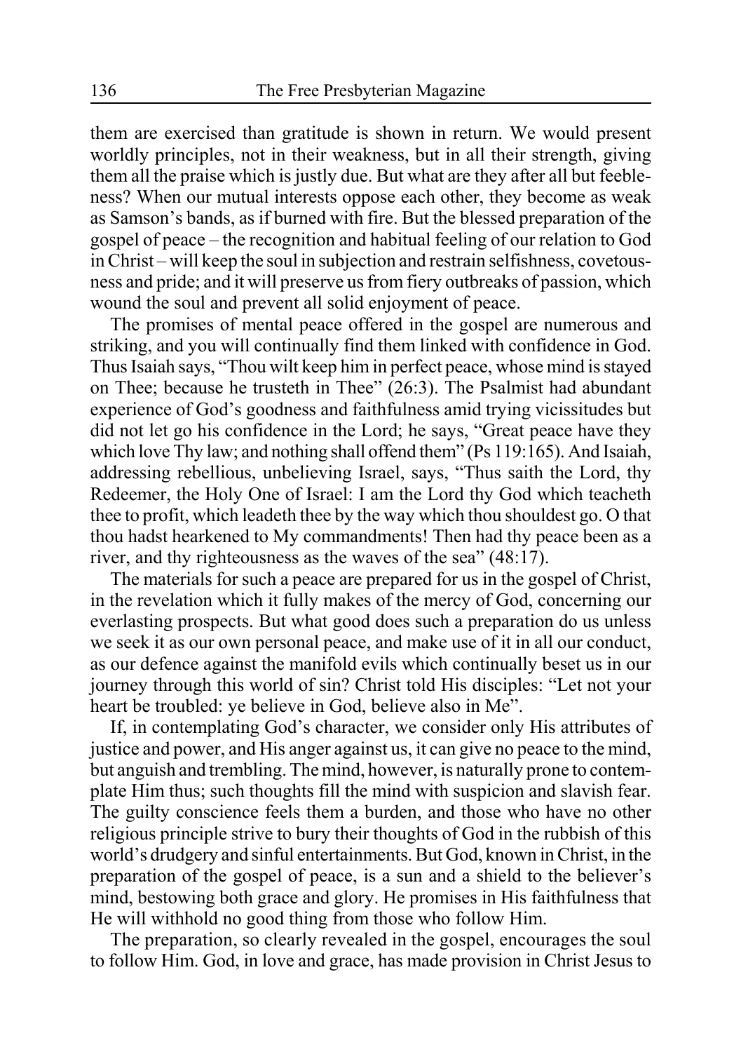them are exercised than gratitude is shown in return. We would present worldly principles, not in their weakness, but in all their strength, giving them all the praise which is justly due. But what are they after all but feebleness? When our mutual interests oppose each other, they become as weak as Samson's bands, as if burned with fire. But the blessed preparation of the gospel of peace – the recognition and habitual feeling of our relation to God in Christ – will keep the soul in subjection and restrain selfishness, covetousness and pride; and it will preserve us from fiery outbreaks of passion, which wound the soul and prevent all solid enjoyment of peace.

The promises of mental peace offered in the gospel are numerous and striking, and you will continually find them linked with confidence in God. Thus Isaiah says, "Thou wilt keep him in perfect peace, whose mind is stayed on Thee; because he trusteth in Thee" (26:3). The Psalmist had abundant experience of God's goodness and faithfulness amid trying vicissitudes but did not let go his confidence in the Lord; he says, "Great peace have they which love Thy law; and nothing shall offend them" (Ps 119:165). And Isaiah, addressing rebellious, unbelieving Israel, says, "Thus saith the Lord, thy Redeemer, the Holy One of Israel: I am the Lord thy God which teacheth thee to profit, which leadeth thee by the way which thou shouldest go. O that thou hadst hearkened to My commandments! Then had thy peace been as a river, and thy righteousness as the waves of the sea" (48:17).

The materials for such a peace are prepared for us in the gospel of Christ, in the revelation which it fully makes of the mercy of God, concerning our everlasting prospects. But what good does such a preparation do us unless we seek it as our own personal peace, and make use of it in all our conduct, as our defence against the manifold evils which continually beset us in our journey through this world of sin? Christ told His disciples: "Let not your heart be troubled: ye believe in God, believe also in Me".

If, in contemplating God's character, we consider only His attributes of justice and power, and His anger against us, it can give no peace to the mind, but anguish and trembling. The mind, however, is naturally prone to contemplate Him thus; such thoughts fill the mind with suspicion and slavish fear. The guilty conscience feels them a burden, and those who have no other religious principle strive to bury their thoughts of God in the rubbish of this world's drudgery and sinful entertainments. But God, known in Christ, in the preparation of the gospel of peace, is a sun and a shield to the believer's mind, bestowing both grace and glory. He promises in His faithfulness that He will withhold no good thing from those who follow Him.

The preparation, so clearly revealed in the gospel, encourages the soul to follow Him. God, in love and grace, has made provision in Christ Jesus to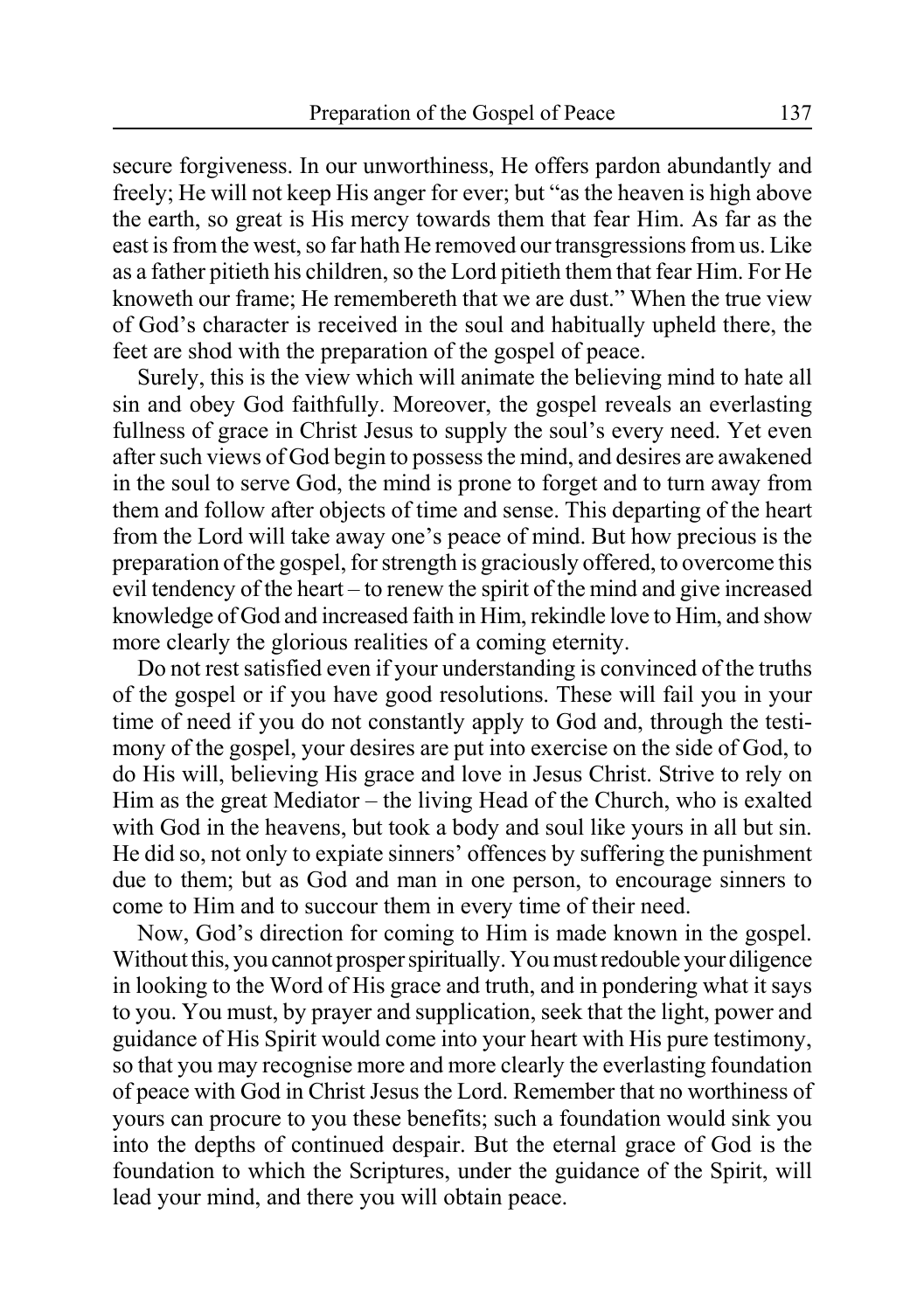secure forgiveness. In our unworthiness, He offers pardon abundantly and freely; He will not keep His anger for ever; but "as the heaven is high above the earth, so great is His mercy towards them that fear Him. As far as the east is from the west, so far hath He removed our transgressions from us. Like as a father pitieth his children, so the Lord pitieth them that fear Him. For He knoweth our frame; He remembereth that we are dust." When the true view of God's character is received in the soul and habitually upheld there, the feet are shod with the preparation of the gospel of peace.

Surely, this is the view which will animate the believing mind to hate all sin and obey God faithfully. Moreover, the gospel reveals an everlasting fullness of grace in Christ Jesus to supply the soul's every need. Yet even after such views of God begin to possess the mind, and desires are awakened in the soul to serve God, the mind is prone to forget and to turn away from them and follow after objects of time and sense. This departing of the heart from the Lord will take away one's peace of mind. But how precious is the preparation of the gospel, for strength is graciously offered, to overcome this evil tendency of the heart – to renew the spirit of the mind and give increased knowledge of God and increased faith in Him, rekindle love to Him, and show more clearly the glorious realities of a coming eternity.

Do not rest satisfied even if your understanding is convinced of the truths of the gospel or if you have good resolutions. These will fail you in your time of need if you do not constantly apply to God and, through the testimony of the gospel, your desires are put into exercise on the side of God, to do His will, believing His grace and love in Jesus Christ. Strive to rely on Him as the great Mediator – the living Head of the Church, who is exalted with God in the heavens, but took a body and soul like yours in all but sin. He did so, not only to expiate sinners' offences by suffering the punishment due to them; but as God and man in one person, to encourage sinners to come to Him and to succour them in every time of their need.

Now, God's direction for coming to Him is made known in the gospel. Without this, you cannot prosper spiritually. You must redouble your diligence in looking to the Word of His grace and truth, and in pondering what it says to you. You must, by prayer and supplication, seek that the light, power and guidance of His Spirit would come into your heart with His pure testimony, so that you may recognise more and more clearly the everlasting foundation of peace with God in Christ Jesus the Lord. Remember that no worthiness of yours can procure to you these benefits; such a foundation would sink you into the depths of continued despair. But the eternal grace of God is the foundation to which the Scriptures, under the guidance of the Spirit, will lead your mind, and there you will obtain peace.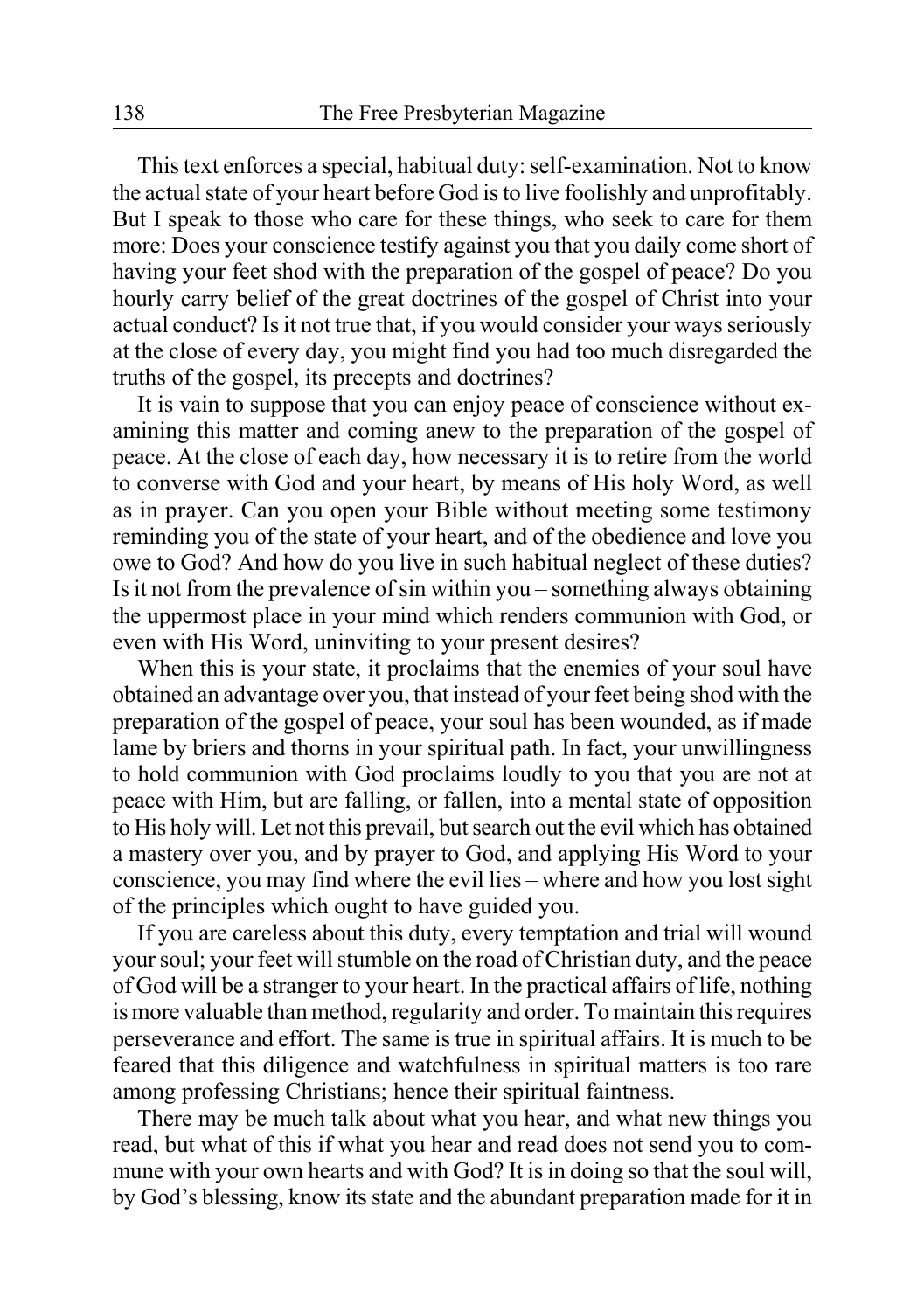This text enforces a special, habitual duty: self-examination. Not to know the actual state of your heart before God is to live foolishly and unprofitably. But I speak to those who care for these things, who seek to care for them more: Does your conscience testify against you that you daily come short of having your feet shod with the preparation of the gospel of peace? Do you hourly carry belief of the great doctrines of the gospel of Christ into your actual conduct? Is it not true that, if you would consider your ways seriously at the close of every day, you might find you had too much disregarded the truths of the gospel, its precepts and doctrines?

It is vain to suppose that you can enjoy peace of conscience without examining this matter and coming anew to the preparation of the gospel of peace. At the close of each day, how necessary it is to retire from the world to converse with God and your heart, by means of His holy Word, as well as in prayer. Can you open your Bible without meeting some testimony reminding you of the state of your heart, and of the obedience and love you owe to God? And how do you live in such habitual neglect of these duties? Is it not from the prevalence of sin within you – something always obtaining the uppermost place in your mind which renders communion with God, or even with His Word, uninviting to your present desires?

When this is your state, it proclaims that the enemies of your soul have obtained an advantage over you, that instead of your feet being shod with the preparation of the gospel of peace, your soul has been wounded, as if made lame by briers and thorns in your spiritual path. In fact, your unwillingness to hold communion with God proclaims loudly to you that you are not at peace with Him, but are falling, or fallen, into a mental state of opposition to His holy will. Let not this prevail, but search out the evil which has obtained a mastery over you, and by prayer to God, and applying His Word to your conscience, you may find where the evil lies – where and how you lost sight of the principles which ought to have guided you.

If you are careless about this duty, every temptation and trial will wound your soul; your feet will stumble on the road of Christian duty, and the peace of God will be a stranger to your heart. In the practical affairs of life, nothing is more valuable than method, regularity and order. To maintain this requires perseverance and effort. The same is true in spiritual affairs. It is much to be feared that this diligence and watchfulness in spiritual matters is too rare among professing Christians; hence their spiritual faintness.

There may be much talk about what you hear, and what new things you read, but what of this if what you hear and read does not send you to commune with your own hearts and with God? It is in doing so that the soul will, by God's blessing, know its state and the abundant preparation made for it in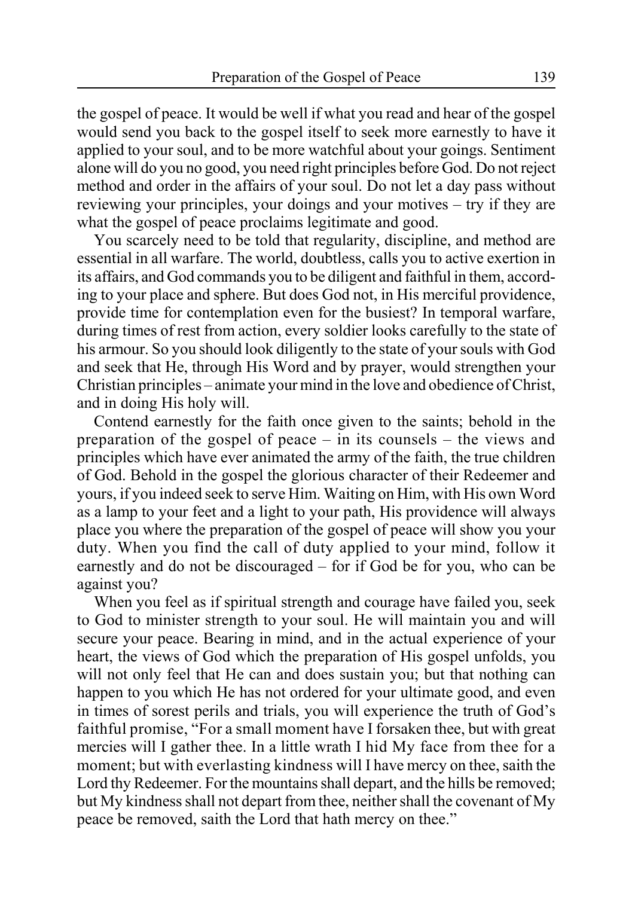the gospel of peace. It would be well if what you read and hear of the gospel would send you back to the gospel itself to seek more earnestly to have it applied to your soul, and to be more watchful about your goings. Sentiment alone will do you no good, you need right principles before God. Do not reject method and order in the affairs of your soul. Do not let a day pass without reviewing your principles, your doings and your motives – try if they are what the gospel of peace proclaims legitimate and good.

You scarcely need to be told that regularity, discipline, and method are essential in all warfare. The world, doubtless, calls you to active exertion in its affairs, and God commands you to be diligent and faithful in them, according to your place and sphere. But does God not, in His merciful providence, provide time for contemplation even for the busiest? In temporal warfare, during times of rest from action, every soldier looks carefully to the state of his armour. So you should look diligently to the state of your souls with God and seek that He, through His Word and by prayer, would strengthen your Christian principles – animate your mind in the love and obedience of Christ, and in doing His holy will.

Contend earnestly for the faith once given to the saints; behold in the preparation of the gospel of peace – in its counsels – the views and principles which have ever animated the army of the faith, the true children of God. Behold in the gospel the glorious character of their Redeemer and yours, if you indeed seek to serve Him. Waiting on Him, with His own Word as a lamp to your feet and a light to your path, His providence will always place you where the preparation of the gospel of peace will show you your duty. When you find the call of duty applied to your mind, follow it earnestly and do not be discouraged – for if God be for you, who can be against you?

When you feel as if spiritual strength and courage have failed you, seek to God to minister strength to your soul. He will maintain you and will secure your peace. Bearing in mind, and in the actual experience of your heart, the views of God which the preparation of His gospel unfolds, you will not only feel that He can and does sustain you; but that nothing can happen to you which He has not ordered for your ultimate good, and even in times of sorest perils and trials, you will experience the truth of God's faithful promise, "For a small moment have I forsaken thee, but with great mercies will I gather thee. In a little wrath I hid My face from thee for a moment; but with everlasting kindness will I have mercy on thee, saith the Lord thy Redeemer. For the mountains shall depart, and the hills be removed; but My kindness shall not depart from thee, neither shall the covenant of My peace be removed, saith the Lord that hath mercy on thee."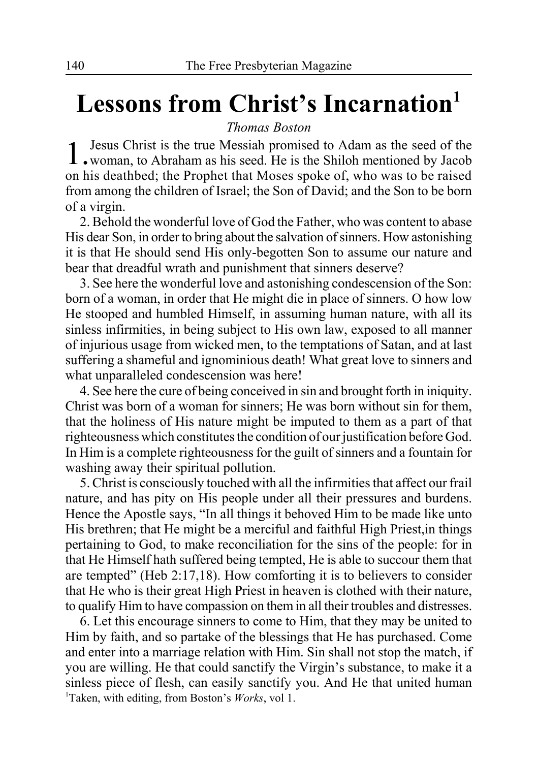# Lessons from Christ's Incarnation[1]

*Thomas Boston*

1. Jesus Christ is the true Messiah promised to Adam as the seed of the woman, to Abraham as his seed. He is the Shiloh mentioned by Jacob on his deathbed; the Prophet that Moses spoke of, who was to be raised from among the children of Israel; the Son of David; and the Son to be born of a virgin.

2. Behold the wonderful love of God the Father, who was content to abase His dear Son, in order to bring about the salvation of sinners. How astonishing it is that He should send His only-begotten Son to assume our nature and bear that dreadful wrath and punishment that sinners deserve?

3. See here the wonderful love and astonishing condescension of the Son: born of a woman, in order that He might die in place of sinners. O how low He stooped and humbled Himself, in assuming human nature, with all its sinless infirmities, in being subject to His own law, exposed to all manner of injurious usage from wicked men, to the temptations of Satan, and at last suffering a shameful and ignominious death! What great love to sinners and what unparalleled condescension was here!

4. See here the cure of being conceived in sin and brought forth in iniquity. Christ was born of a woman for sinners; He was born without sin for them, that the holiness of His nature might be imputed to them as a part of that righteousness which constitutes the condition of our justification before God. In Him is a complete righteousness for the guilt of sinners and a fountain for washing away their spiritual pollution.

5. Christ is consciously touched with all the infirmities that affect our frail nature, and has pity on His people under all their pressures and burdens. Hence the Apostle says, "In all things it behoved Him to be made like unto His brethren; that He might be a merciful and faithful High Priest,in things pertaining to God, to make reconciliation for the sins of the people: for in that He Himself hath suffered being tempted, He is able to succour them that are tempted" (Heb 2:17,18). How comforting it is to believers to consider that He who is their great High Priest in heaven is clothed with their nature, to qualify Him to have compassion on them in all their troubles and distresses.

6. Let this encourage sinners to come to Him, that they may be united to Him by faith, and so partake of the blessings that He has purchased. Come and enter into a marriage relation with Him. Sin shall not stop the match, if you are willing. He that could sanctify the Virgin's substance, to make it a sinless piece of flesh, can easily sanctify you. And He that united human

[1]Taken, with editing, from Boston's *Works*, vol 1.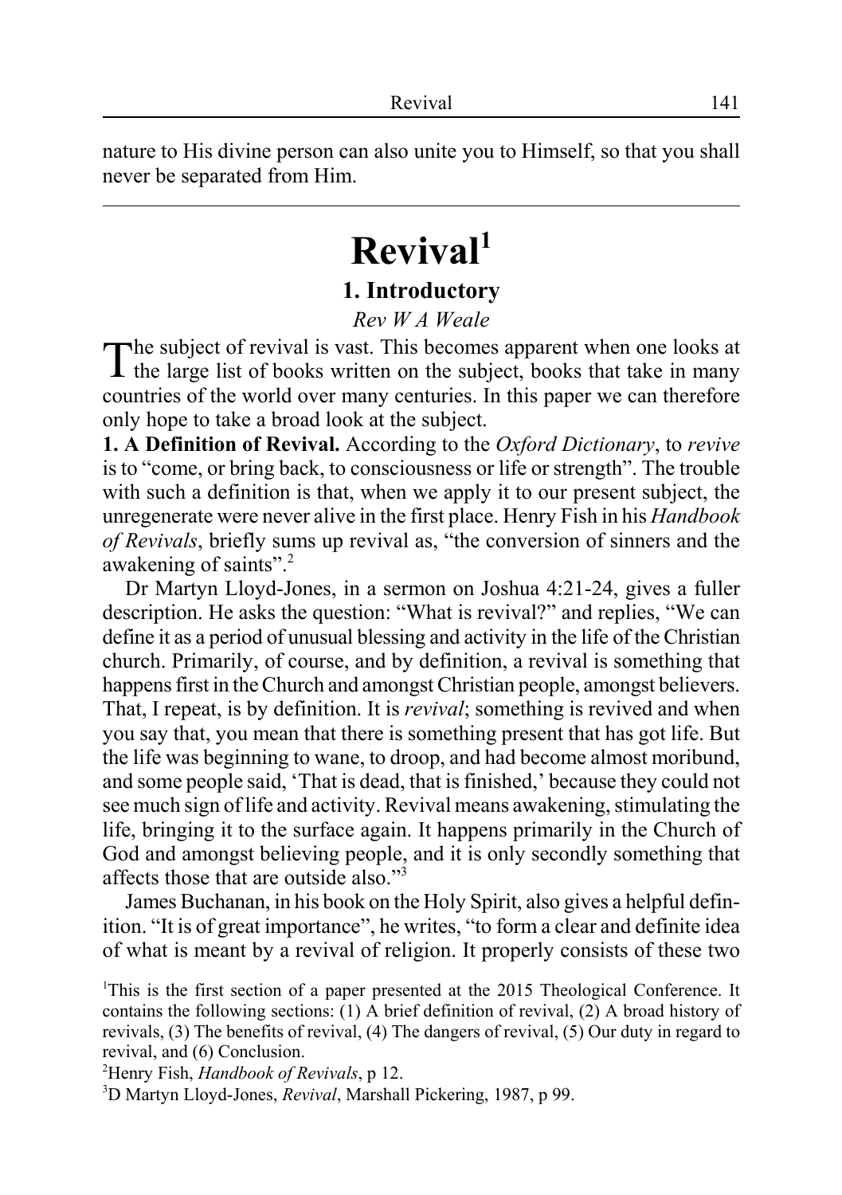nature to His divine person can also unite you to Himself, so that you shall never be separated from Him.

---

# Revival[1]

## 1. Introductory

*Rev W A Weale*

The subject of revival is vast. This becomes apparent when one looks at the large list of books written on the subject, books that take in many countries of the world over many centuries. In this paper we can therefore only hope to take a broad look at the subject.

**1. A Definition of Revival.** According to the *Oxford Dictionary*, to *revive* is to "come, or bring back, to consciousness or life or strength". The trouble with such a definition is that, when we apply it to our present subject, the unregenerate were never alive in the first place. Henry Fish in his *Handbook of Revivals*, briefly sums up revival as, "the conversion of sinners and the awakening of saints".[2]

Dr Martyn Lloyd-Jones, in a sermon on Joshua 4:21-24, gives a fuller description. He asks the question: "What is revival?" and replies, "We can define it as a period of unusual blessing and activity in the life of the Christian church. Primarily, of course, and by definition, a revival is something that happens first in the Church and amongst Christian people, amongst believers. That, I repeat, is by definition. It is *revival*; something is revived and when you say that, you mean that there is something present that has got life. But the life was beginning to wane, to droop, and had become almost moribund, and some people said, 'That is dead, that is finished,' because they could not see much sign of life and activity. Revival means awakening, stimulating the life, bringing it to the surface again. It happens primarily in the Church of God and amongst believing people, and it is only secondly something that affects those that are outside also."[3]

James Buchanan, in his book on the Holy Spirit, also gives a helpful definition. "It is of great importance", he writes, "to form a clear and definite idea of what is meant by a revival of religion. It properly consists of these two

[1]This is the first section of a paper presented at the 2015 Theological Conference. It contains the following sections: (1) A brief definition of revival, (2) A broad history of revivals, (3) The benefits of revival, (4) The dangers of revival, (5) Our duty in regard to revival, and (6) Conclusion.

[2]Henry Fish, *Handbook of Revivals*, p 12.

[3]D Martyn Lloyd-Jones, *Revival*, Marshall Pickering, 1987, p 99.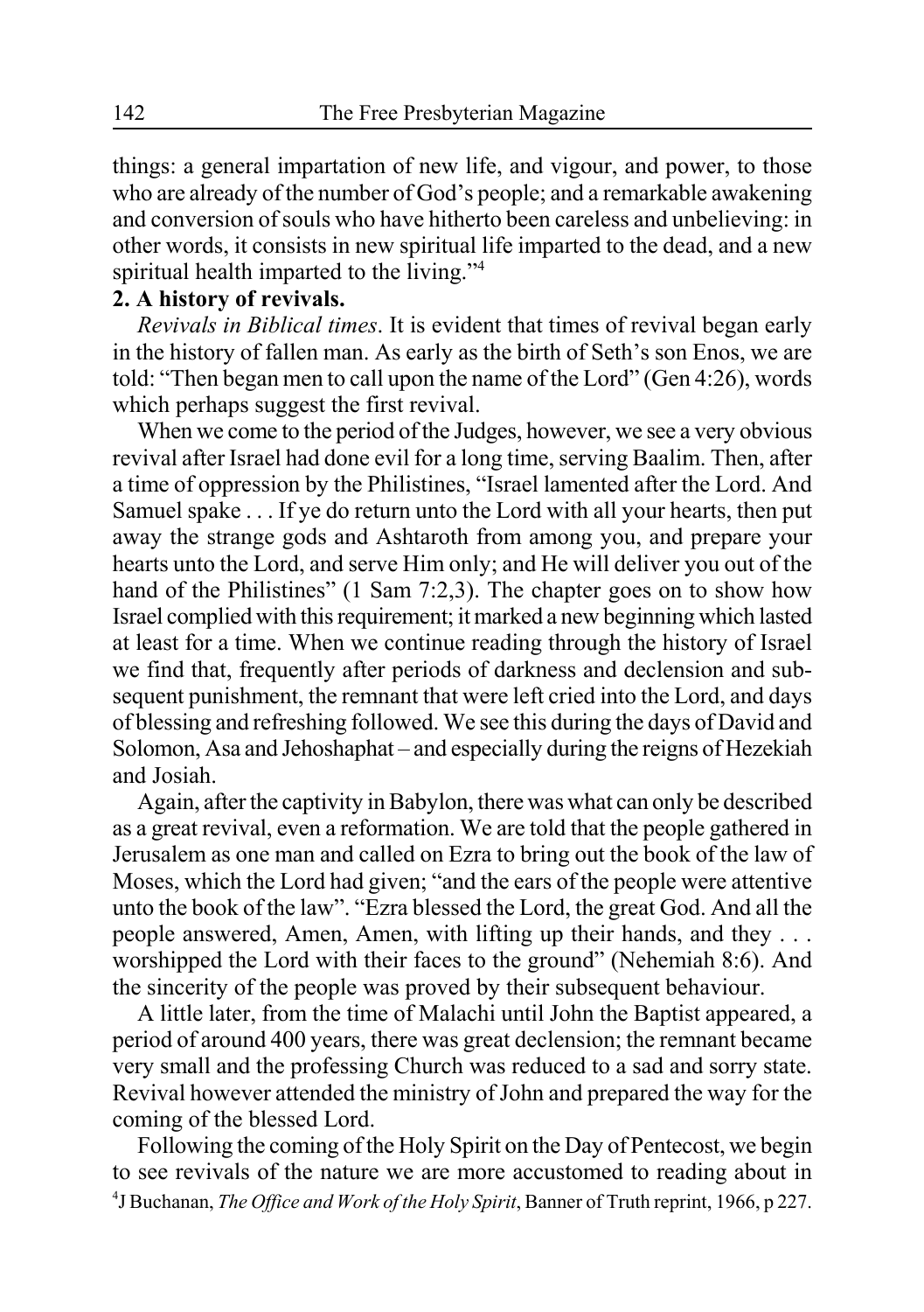things: a general impartation of new life, and vigour, and power, to those who are already of the number of God's people; and a remarkable awakening and conversion of souls who have hitherto been careless and unbelieving: in other words, it consists in new spiritual life imparted to the dead, and a new spiritual health imparted to the living."[4]

**2. A history of revivals.**

*Revivals in Biblical times*. It is evident that times of revival began early in the history of fallen man. As early as the birth of Seth's son Enos, we are told: "Then began men to call upon the name of the Lord" (Gen 4:26), words which perhaps suggest the first revival.

When we come to the period of the Judges, however, we see a very obvious revival after Israel had done evil for a long time, serving Baalim. Then, after a time of oppression by the Philistines, "Israel lamented after the Lord. And Samuel spake . . . If ye do return unto the Lord with all your hearts, then put away the strange gods and Ashtaroth from among you, and prepare your hearts unto the Lord, and serve Him only; and He will deliver you out of the hand of the Philistines" (1 Sam 7:2,3). The chapter goes on to show how Israel complied with this requirement; it marked a new beginning which lasted at least for a time. When we continue reading through the history of Israel we find that, frequently after periods of darkness and declension and subsequent punishment, the remnant that were left cried into the Lord, and days of blessing and refreshing followed. We see this during the days of David and Solomon, Asa and Jehoshaphat – and especially during the reigns of Hezekiah and Josiah.

Again, after the captivity in Babylon, there was what can only be described as a great revival, even a reformation. We are told that the people gathered in Jerusalem as one man and called on Ezra to bring out the book of the law of Moses, which the Lord had given; "and the ears of the people were attentive unto the book of the law". "Ezra blessed the Lord, the great God. And all the people answered, Amen, Amen, with lifting up their hands, and they . . . worshipped the Lord with their faces to the ground" (Nehemiah 8:6). And the sincerity of the people was proved by their subsequent behaviour.

A little later, from the time of Malachi until John the Baptist appeared, a period of around 400 years, there was great declension; the remnant became very small and the professing Church was reduced to a sad and sorry state. Revival however attended the ministry of John and prepared the way for the coming of the blessed Lord.

Following the coming of the Holy Spirit on the Day of Pentecost, we begin to see revivals of the nature we are more accustomed to reading about in

[4]J Buchanan, *The Office and Work of the Holy Spirit*, Banner of Truth reprint, 1966, p 227.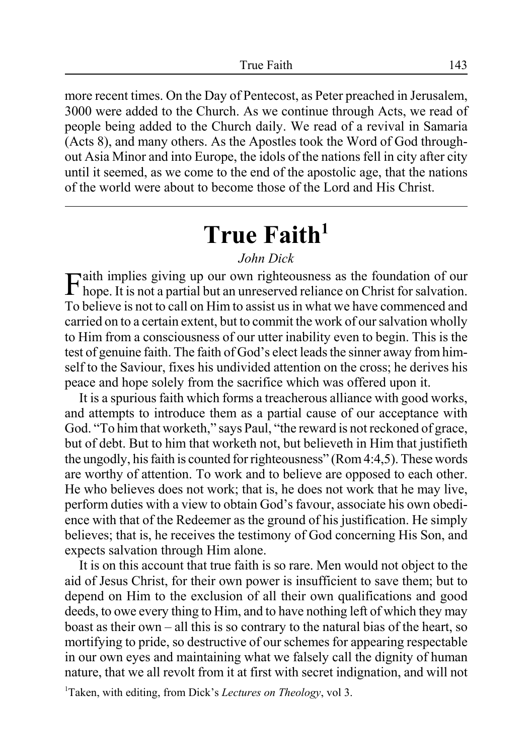more recent times. On the Day of Pentecost, as Peter preached in Jerusalem, 3000 were added to the Church. As we continue through Acts, we read of people being added to the Church daily. We read of a revival in Samaria (Acts 8), and many others. As the Apostles took the Word of God throughout Asia Minor and into Europe, the idols of the nations fell in city after city until it seemed, as we come to the end of the apostolic age, that the nations of the world were about to become those of the Lord and His Christ.

---

# True Faith[1]

*John Dick*

Faith implies giving up our own righteousness as the foundation of our hope. It is not a partial but an unreserved reliance on Christ for salvation. To believe is not to call on Him to assist us in what we have commenced and carried on to a certain extent, but to commit the work of our salvation wholly to Him from a consciousness of our utter inability even to begin. This is the test of genuine faith. The faith of God's elect leads the sinner away from himself to the Saviour, fixes his undivided attention on the cross; he derives his peace and hope solely from the sacrifice which was offered upon it.

It is a spurious faith which forms a treacherous alliance with good works, and attempts to introduce them as a partial cause of our acceptance with God. "To him that worketh," says Paul, "the reward is not reckoned of grace, but of debt. But to him that worketh not, but believeth in Him that justifieth the ungodly, his faith is counted for righteousness" (Rom 4:4,5). These words are worthy of attention. To work and to believe are opposed to each other. He who believes does not work; that is, he does not work that he may live, perform duties with a view to obtain God's favour, associate his own obedience with that of the Redeemer as the ground of his justification. He simply believes; that is, he receives the testimony of God concerning His Son, and expects salvation through Him alone.

It is on this account that true faith is so rare. Men would not object to the aid of Jesus Christ, for their own power is insufficient to save them; but to depend on Him to the exclusion of all their own qualifications and good deeds, to owe every thing to Him, and to have nothing left of which they may boast as their own – all this is so contrary to the natural bias of the heart, so mortifying to pride, so destructive of our schemes for appearing respectable in our own eyes and maintaining what we falsely call the dignity of human nature, that we all revolt from it at first with secret indignation, and will not

[1]Taken, with editing, from Dick's *Lectures on Theology*, vol 3.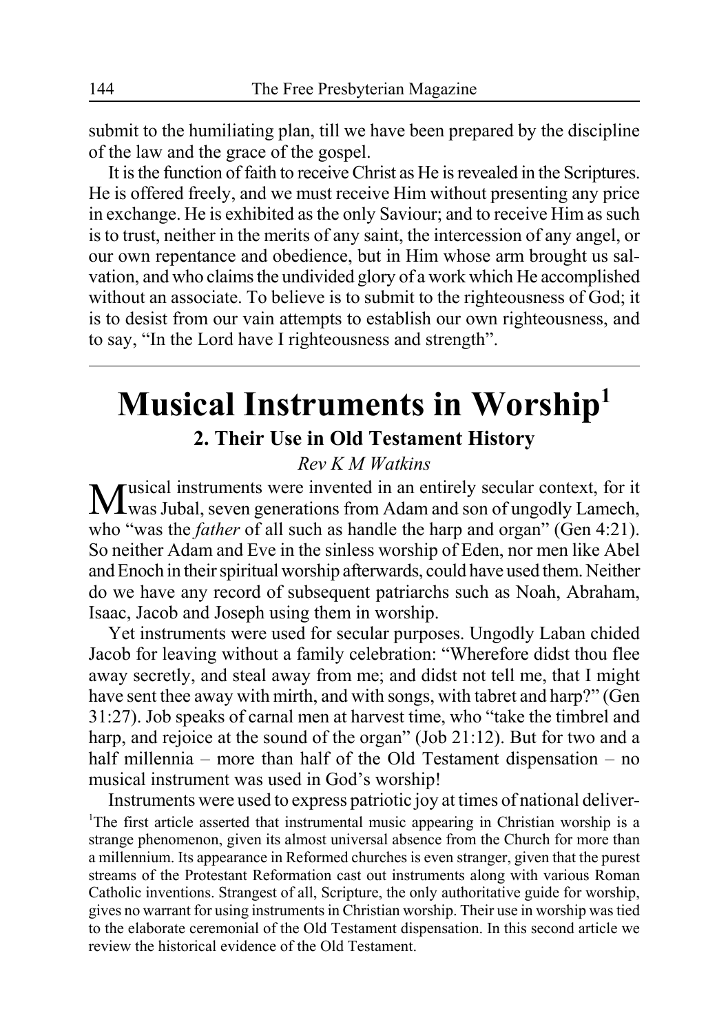submit to the humiliating plan, till we have been prepared by the discipline of the law and the grace of the gospel.

It is the function of faith to receive Christ as He is revealed in the Scriptures. He is offered freely, and we must receive Him without presenting any price in exchange. He is exhibited as the only Saviour; and to receive Him as such is to trust, neither in the merits of any saint, the intercession of any angel, or our own repentance and obedience, but in Him whose arm brought us salvation, and who claims the undivided glory of a work which He accomplished without an associate. To believe is to submit to the righteousness of God; it is to desist from our vain attempts to establish our own righteousness, and to say, "In the Lord have I righteousness and strength".

---

# Musical Instruments in Worship[1]

## 2. Their Use in Old Testament History

*Rev K M Watkins*

Musical instruments were invented in an entirely secular context, for it was Jubal, seven generations from Adam and son of ungodly Lamech, who "was the *father* of all such as handle the harp and organ" (Gen 4:21). So neither Adam and Eve in the sinless worship of Eden, nor men like Abel and Enoch in their spiritual worship afterwards, could have used them. Neither do we have any record of subsequent patriarchs such as Noah, Abraham, Isaac, Jacob and Joseph using them in worship.

Yet instruments were used for secular purposes. Ungodly Laban chided Jacob for leaving without a family celebration: "Wherefore didst thou flee away secretly, and steal away from me; and didst not tell me, that I might have sent thee away with mirth, and with songs, with tabret and harp?" (Gen 31:27). Job speaks of carnal men at harvest time, who "take the timbrel and harp, and rejoice at the sound of the organ" (Job 21:12). But for two and a half millennia – more than half of the Old Testament dispensation – no musical instrument was used in God's worship!

Instruments were used to express patriotic joy at times of national deliver-

[1]The first article asserted that instrumental music appearing in Christian worship is a strange phenomenon, given its almost universal absence from the Church for more than a millennium. Its appearance in Reformed churches is even stranger, given that the purest streams of the Protestant Reformation cast out instruments along with various Roman Catholic inventions. Strangest of all, Scripture, the only authoritative guide for worship, gives no warrant for using instruments in Christian worship. Their use in worship was tied to the elaborate ceremonial of the Old Testament dispensation. In this second article we review the historical evidence of the Old Testament.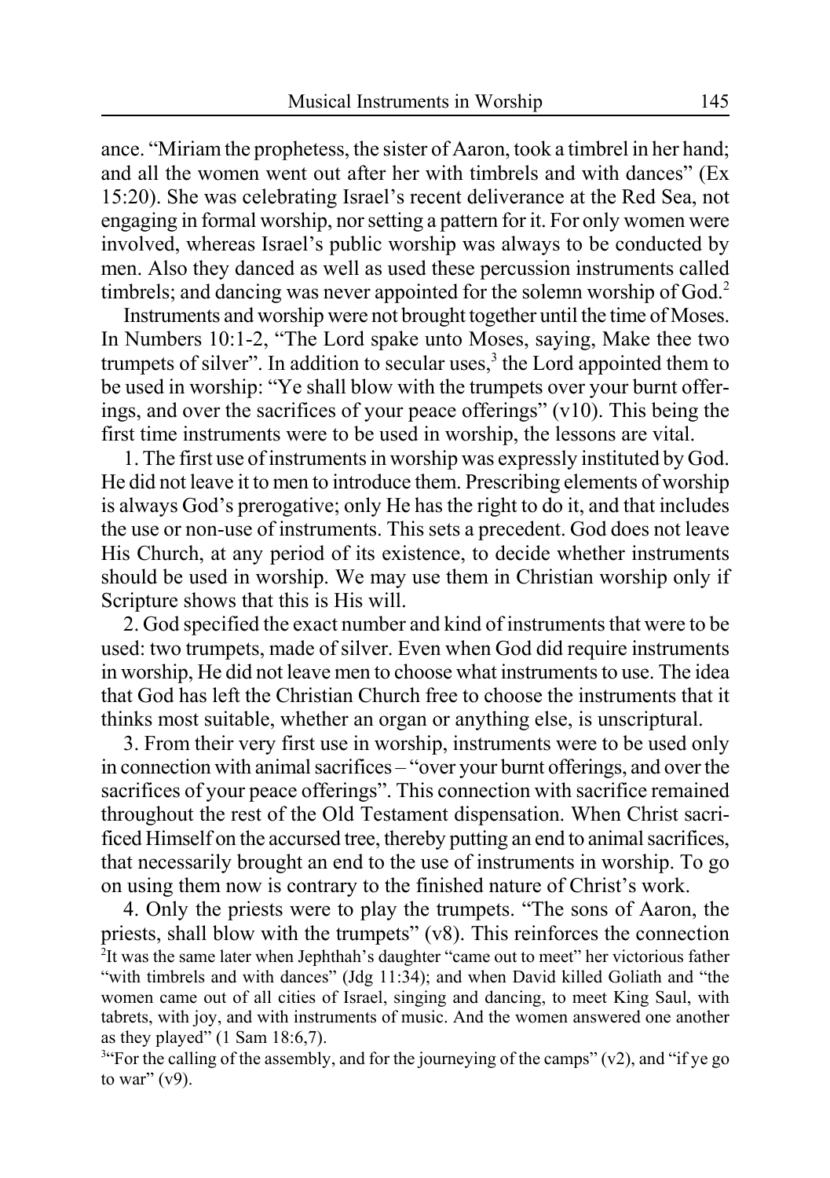ance. "Miriam the prophetess, the sister of Aaron, took a timbrel in her hand; and all the women went out after her with timbrels and with dances" (Ex 15:20). She was celebrating Israel's recent deliverance at the Red Sea, not engaging in formal worship, nor setting a pattern for it. For only women were involved, whereas Israel's public worship was always to be conducted by men. Also they danced as well as used these percussion instruments called timbrels; and dancing was never appointed for the solemn worship of God.[2]

Instruments and worship were not brought together until the time of Moses. In Numbers 10:1-2, "The Lord spake unto Moses, saying, Make thee two trumpets of silver". In addition to secular uses,[3] the Lord appointed them to be used in worship: "Ye shall blow with the trumpets over your burnt offerings, and over the sacrifices of your peace offerings" (v10). This being the first time instruments were to be used in worship, the lessons are vital.

1. The first use of instruments in worship was expressly instituted by God. He did not leave it to men to introduce them. Prescribing elements of worship is always God's prerogative; only He has the right to do it, and that includes the use or non-use of instruments. This sets a precedent. God does not leave His Church, at any period of its existence, to decide whether instruments should be used in worship. We may use them in Christian worship only if Scripture shows that this is His will.

2. God specified the exact number and kind of instruments that were to be used: two trumpets, made of silver. Even when God did require instruments in worship, He did not leave men to choose what instruments to use. The idea that God has left the Christian Church free to choose the instruments that it thinks most suitable, whether an organ or anything else, is unscriptural.

3. From their very first use in worship, instruments were to be used only in connection with animal sacrifices – "over your burnt offerings, and over the sacrifices of your peace offerings". This connection with sacrifice remained throughout the rest of the Old Testament dispensation. When Christ sacrificed Himself on the accursed tree, thereby putting an end to animal sacrifices, that necessarily brought an end to the use of instruments in worship. To go on using them now is contrary to the finished nature of Christ's work.

4. Only the priests were to play the trumpets. "The sons of Aaron, the priests, shall blow with the trumpets" (v8). This reinforces the connection

[2] It was the same later when Jephthah's daughter "came out to meet" her victorious father "with timbrels and with dances" (Jdg 11:34); and when David killed Goliath and "the women came out of all cities of Israel, singing and dancing, to meet King Saul, with tabrets, with joy, and with instruments of music. And the women answered one another as they played" (1 Sam 18:6,7).

[3] "For the calling of the assembly, and for the journeying of the camps" (v2), and "if ye go to war" (v9).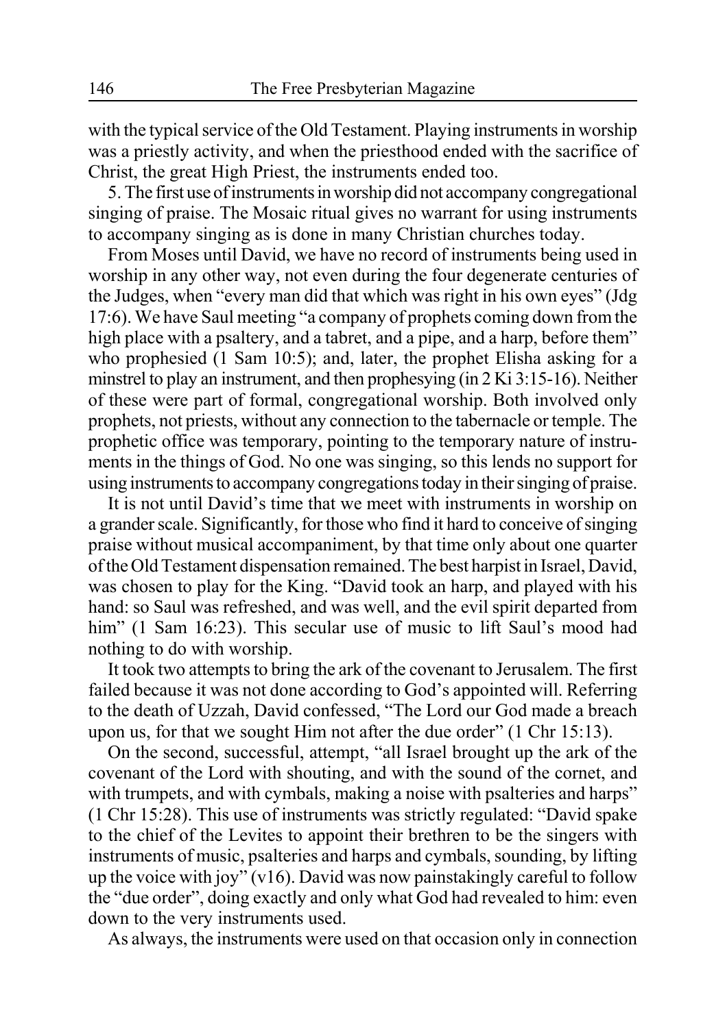with the typical service of the Old Testament. Playing instruments in worship was a priestly activity, and when the priesthood ended with the sacrifice of Christ, the great High Priest, the instruments ended too.

5. The first use of instruments in worship did not accompany congregational singing of praise. The Mosaic ritual gives no warrant for using instruments to accompany singing as is done in many Christian churches today.

From Moses until David, we have no record of instruments being used in worship in any other way, not even during the four degenerate centuries of the Judges, when "every man did that which was right in his own eyes" (Jdg 17:6). We have Saul meeting "a company of prophets coming down from the high place with a psaltery, and a tabret, and a pipe, and a harp, before them" who prophesied (1 Sam 10:5); and, later, the prophet Elisha asking for a minstrel to play an instrument, and then prophesying (in 2 Ki 3:15-16). Neither of these were part of formal, congregational worship. Both involved only prophets, not priests, without any connection to the tabernacle or temple. The prophetic office was temporary, pointing to the temporary nature of instruments in the things of God. No one was singing, so this lends no support for using instruments to accompany congregations today in their singing of praise.

It is not until David's time that we meet with instruments in worship on a grander scale. Significantly, for those who find it hard to conceive of singing praise without musical accompaniment, by that time only about one quarter of the Old Testament dispensation remained. The best harpist in Israel, David, was chosen to play for the King. "David took an harp, and played with his hand: so Saul was refreshed, and was well, and the evil spirit departed from him" (1 Sam 16:23). This secular use of music to lift Saul's mood had nothing to do with worship.

It took two attempts to bring the ark of the covenant to Jerusalem. The first failed because it was not done according to God's appointed will. Referring to the death of Uzzah, David confessed, "The Lord our God made a breach upon us, for that we sought Him not after the due order" (1 Chr 15:13).

On the second, successful, attempt, "all Israel brought up the ark of the covenant of the Lord with shouting, and with the sound of the cornet, and with trumpets, and with cymbals, making a noise with psalteries and harps" (1 Chr 15:28). This use of instruments was strictly regulated: "David spake to the chief of the Levites to appoint their brethren to be the singers with instruments of music, psalteries and harps and cymbals, sounding, by lifting up the voice with joy" (v16). David was now painstakingly careful to follow the "due order", doing exactly and only what God had revealed to him: even down to the very instruments used.

As always, the instruments were used on that occasion only in connection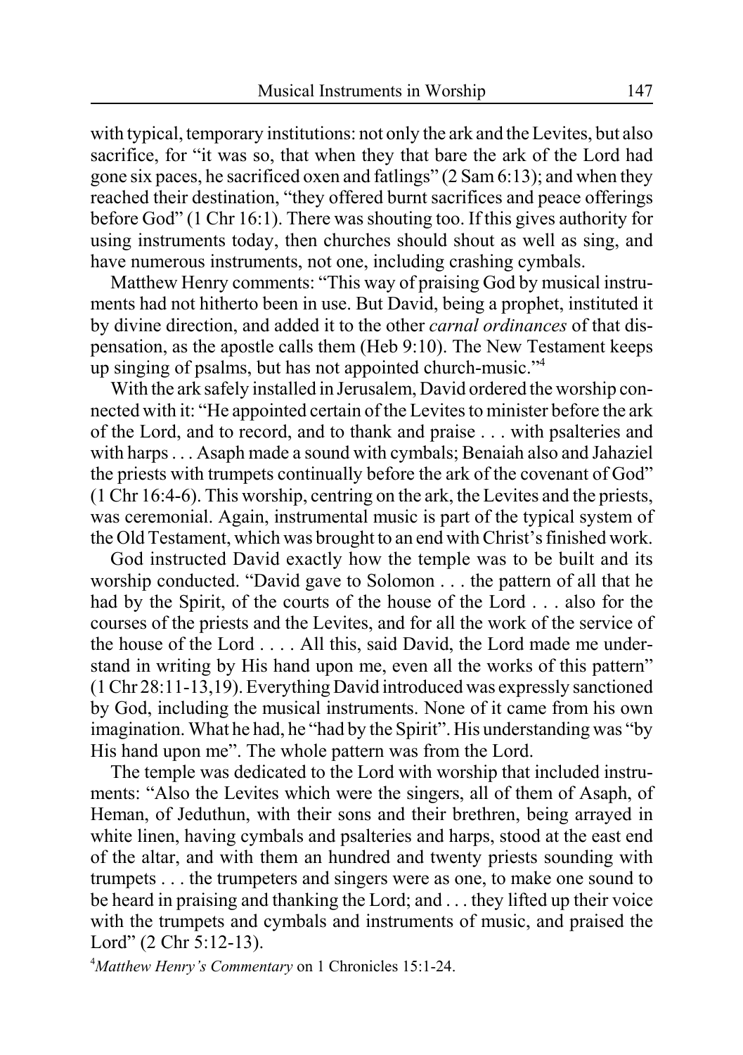with typical, temporary institutions: not only the ark and the Levites, but also sacrifice, for "it was so, that when they that bare the ark of the Lord had gone six paces, he sacrificed oxen and fatlings" (2 Sam 6:13); and when they reached their destination, "they offered burnt sacrifices and peace offerings before God" (1 Chr 16:1). There was shouting too. If this gives authority for using instruments today, then churches should shout as well as sing, and have numerous instruments, not one, including crashing cymbals.

Matthew Henry comments: "This way of praising God by musical instruments had not hitherto been in use. But David, being a prophet, instituted it by divine direction, and added it to the other *carnal ordinances* of that dispensation, as the apostle calls them (Heb 9:10). The New Testament keeps up singing of psalms, but has not appointed church-music."[4]

With the ark safely installed in Jerusalem, David ordered the worship connected with it: "He appointed certain of the Levites to minister before the ark of the Lord, and to record, and to thank and praise . . . with psalteries and with harps . . . Asaph made a sound with cymbals; Benaiah also and Jahaziel the priests with trumpets continually before the ark of the covenant of God" (1 Chr 16:4-6). This worship, centring on the ark, the Levites and the priests, was ceremonial. Again, instrumental music is part of the typical system of the Old Testament, which was brought to an end with Christ's finished work.

God instructed David exactly how the temple was to be built and its worship conducted. "David gave to Solomon . . . the pattern of all that he had by the Spirit, of the courts of the house of the Lord . . . also for the courses of the priests and the Levites, and for all the work of the service of the house of the Lord . . . . All this, said David, the Lord made me understand in writing by His hand upon me, even all the works of this pattern" (1 Chr 28:11-13,19). Everything David introduced was expressly sanctioned by God, including the musical instruments. None of it came from his own imagination. What he had, he "had by the Spirit". His understanding was "by His hand upon me". The whole pattern was from the Lord.

The temple was dedicated to the Lord with worship that included instruments: "Also the Levites which were the singers, all of them of Asaph, of Heman, of Jeduthun, with their sons and their brethren, being arrayed in white linen, having cymbals and psalteries and harps, stood at the east end of the altar, and with them an hundred and twenty priests sounding with trumpets . . . the trumpeters and singers were as one, to make one sound to be heard in praising and thanking the Lord; and . . . they lifted up their voice with the trumpets and cymbals and instruments of music, and praised the Lord" (2 Chr 5:12-13).

[4] *Matthew Henry's Commentary* on 1 Chronicles 15:1-24.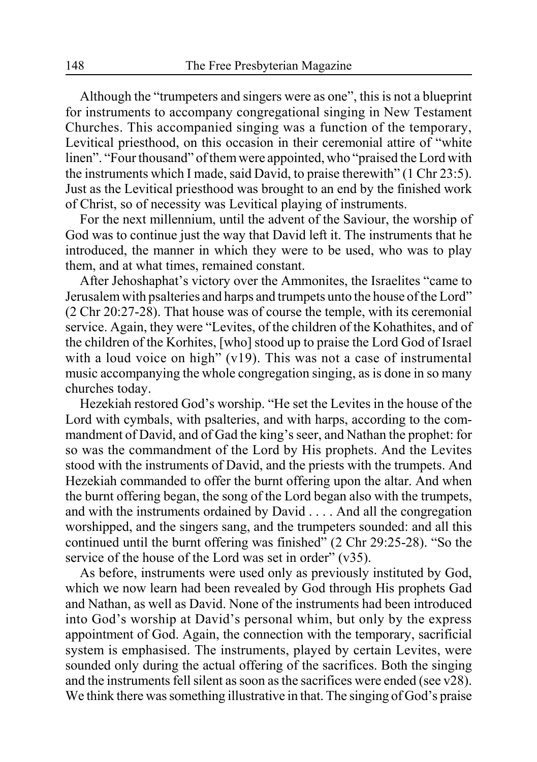Although the "trumpeters and singers were as one", this is not a blueprint for instruments to accompany congregational singing in New Testament Churches. This accompanied singing was a function of the temporary, Levitical priesthood, on this occasion in their ceremonial attire of "white linen". "Four thousand" of them were appointed, who "praised the Lord with the instruments which I made, said David, to praise therewith" (1 Chr 23:5). Just as the Levitical priesthood was brought to an end by the finished work of Christ, so of necessity was Levitical playing of instruments.

For the next millennium, until the advent of the Saviour, the worship of God was to continue just the way that David left it. The instruments that he introduced, the manner in which they were to be used, who was to play them, and at what times, remained constant.

After Jehoshaphat's victory over the Ammonites, the Israelites "came to Jerusalem with psalteries and harps and trumpets unto the house of the Lord" (2 Chr 20:27-28). That house was of course the temple, with its ceremonial service. Again, they were "Levites, of the children of the Kohathites, and of the children of the Korhites, [who] stood up to praise the Lord God of Israel with a loud voice on high" (v19). This was not a case of instrumental music accompanying the whole congregation singing, as is done in so many churches today.

Hezekiah restored God's worship. "He set the Levites in the house of the Lord with cymbals, with psalteries, and with harps, according to the commandment of David, and of Gad the king's seer, and Nathan the prophet: for so was the commandment of the Lord by His prophets. And the Levites stood with the instruments of David, and the priests with the trumpets. And Hezekiah commanded to offer the burnt offering upon the altar. And when the burnt offering began, the song of the Lord began also with the trumpets, and with the instruments ordained by David . . . . And all the congregation worshipped, and the singers sang, and the trumpeters sounded: and all this continued until the burnt offering was finished" (2 Chr 29:25-28). "So the service of the house of the Lord was set in order" (v35).

As before, instruments were used only as previously instituted by God, which we now learn had been revealed by God through His prophets Gad and Nathan, as well as David. None of the instruments had been introduced into God's worship at David's personal whim, but only by the express appointment of God. Again, the connection with the temporary, sacrificial system is emphasised. The instruments, played by certain Levites, were sounded only during the actual offering of the sacrifices. Both the singing and the instruments fell silent as soon as the sacrifices were ended (see v28). We think there was something illustrative in that. The singing of God's praise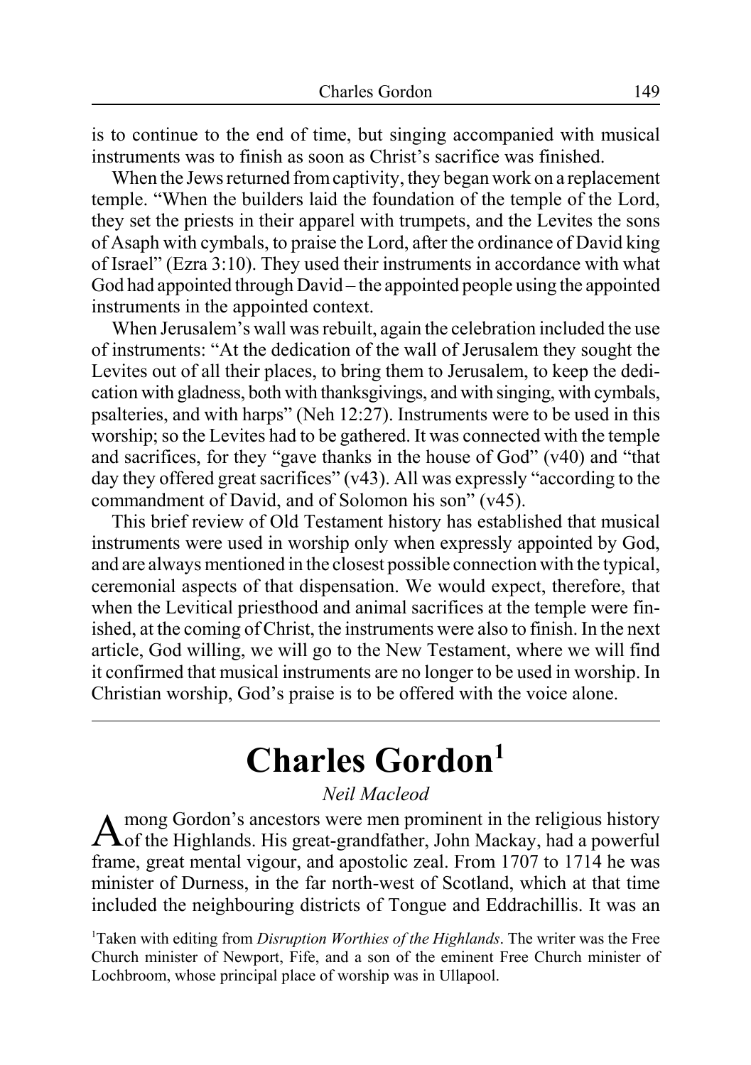is to continue to the end of time, but singing accompanied with musical instruments was to finish as soon as Christ's sacrifice was finished.

When the Jews returned from captivity, they began work on a replacement temple. "When the builders laid the foundation of the temple of the Lord, they set the priests in their apparel with trumpets, and the Levites the sons of Asaph with cymbals, to praise the Lord, after the ordinance of David king of Israel" (Ezra 3:10). They used their instruments in accordance with what God had appointed through David – the appointed people using the appointed instruments in the appointed context.

When Jerusalem's wall was rebuilt, again the celebration included the use of instruments: "At the dedication of the wall of Jerusalem they sought the Levites out of all their places, to bring them to Jerusalem, to keep the dedication with gladness, both with thanksgivings, and with singing, with cymbals, psalteries, and with harps" (Neh 12:27). Instruments were to be used in this worship; so the Levites had to be gathered. It was connected with the temple and sacrifices, for they "gave thanks in the house of God" (v40) and "that day they offered great sacrifices" (v43). All was expressly "according to the commandment of David, and of Solomon his son" (v45).

This brief review of Old Testament history has established that musical instruments were used in worship only when expressly appointed by God, and are always mentioned in the closest possible connection with the typical, ceremonial aspects of that dispensation. We would expect, therefore, that when the Levitical priesthood and animal sacrifices at the temple were finished, at the coming of Christ, the instruments were also to finish. In the next article, God willing, we will go to the New Testament, where we will find it confirmed that musical instruments are no longer to be used in worship. In Christian worship, God's praise is to be offered with the voice alone.

---

# Charles Gordon[1]

*Neil Macleod*

Among Gordon's ancestors were men prominent in the religious history of the Highlands. His great-grandfather, John Mackay, had a powerful frame, great mental vigour, and apostolic zeal. From 1707 to 1714 he was minister of Durness, in the far north-west of Scotland, which at that time included the neighbouring districts of Tongue and Eddrachillis. It was an

[1]Taken with editing from *Disruption Worthies of the Highlands*. The writer was the Free Church minister of Newport, Fife, and a son of the eminent Free Church minister of Lochbroom, whose principal place of worship was in Ullapool.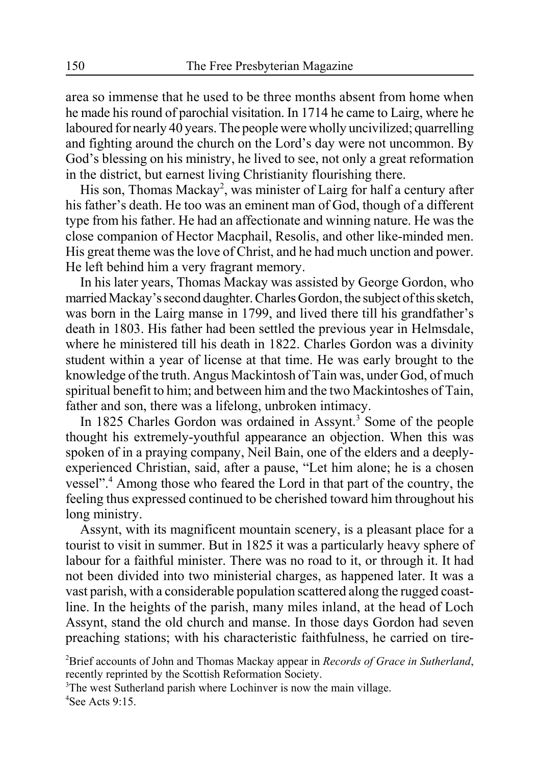area so immense that he used to be three months absent from home when he made his round of parochial visitation. In 1714 he came to Lairg, where he laboured for nearly 40 years. The people were wholly uncivilized; quarrelling and fighting around the church on the Lord's day were not uncommon. By God's blessing on his ministry, he lived to see, not only a great reformation in the district, but earnest living Christianity flourishing there.

His son, Thomas Mackay[2], was minister of Lairg for half a century after his father's death. He too was an eminent man of God, though of a different type from his father. He had an affectionate and winning nature. He was the close companion of Hector Macphail, Resolis, and other like-minded men. His great theme was the love of Christ, and he had much unction and power. He left behind him a very fragrant memory.

In his later years, Thomas Mackay was assisted by George Gordon, who married Mackay's second daughter. Charles Gordon, the subject of this sketch, was born in the Lairg manse in 1799, and lived there till his grandfather's death in 1803. His father had been settled the previous year in Helmsdale, where he ministered till his death in 1822. Charles Gordon was a divinity student within a year of license at that time. He was early brought to the knowledge of the truth. Angus Mackintosh of Tain was, under God, of much spiritual benefit to him; and between him and the two Mackintoshes of Tain, father and son, there was a lifelong, unbroken intimacy.

In 1825 Charles Gordon was ordained in Assynt.[3] Some of the people thought his extremely-youthful appearance an objection. When this was spoken of in a praying company, Neil Bain, one of the elders and a deeply-experienced Christian, said, after a pause, "Let him alone; he is a chosen vessel".[4] Among those who feared the Lord in that part of the country, the feeling thus expressed continued to be cherished toward him throughout his long ministry.

Assynt, with its magnificent mountain scenery, is a pleasant place for a tourist to visit in summer. But in 1825 it was a particularly heavy sphere of labour for a faithful minister. There was no road to it, or through it. It had not been divided into two ministerial charges, as happened later. It was a vast parish, with a considerable population scattered along the rugged coast-line. In the heights of the parish, many miles inland, at the head of Loch Assynt, stand the old church and manse. In those days Gordon had seven preaching stations; with his characteristic faithfulness, he carried on tire-

[2]Brief accounts of John and Thomas Mackay appear in *Records of Grace in Sutherland*, recently reprinted by the Scottish Reformation Society.

[3]The west Sutherland parish where Lochinver is now the main village.

[4]See Acts 9:15.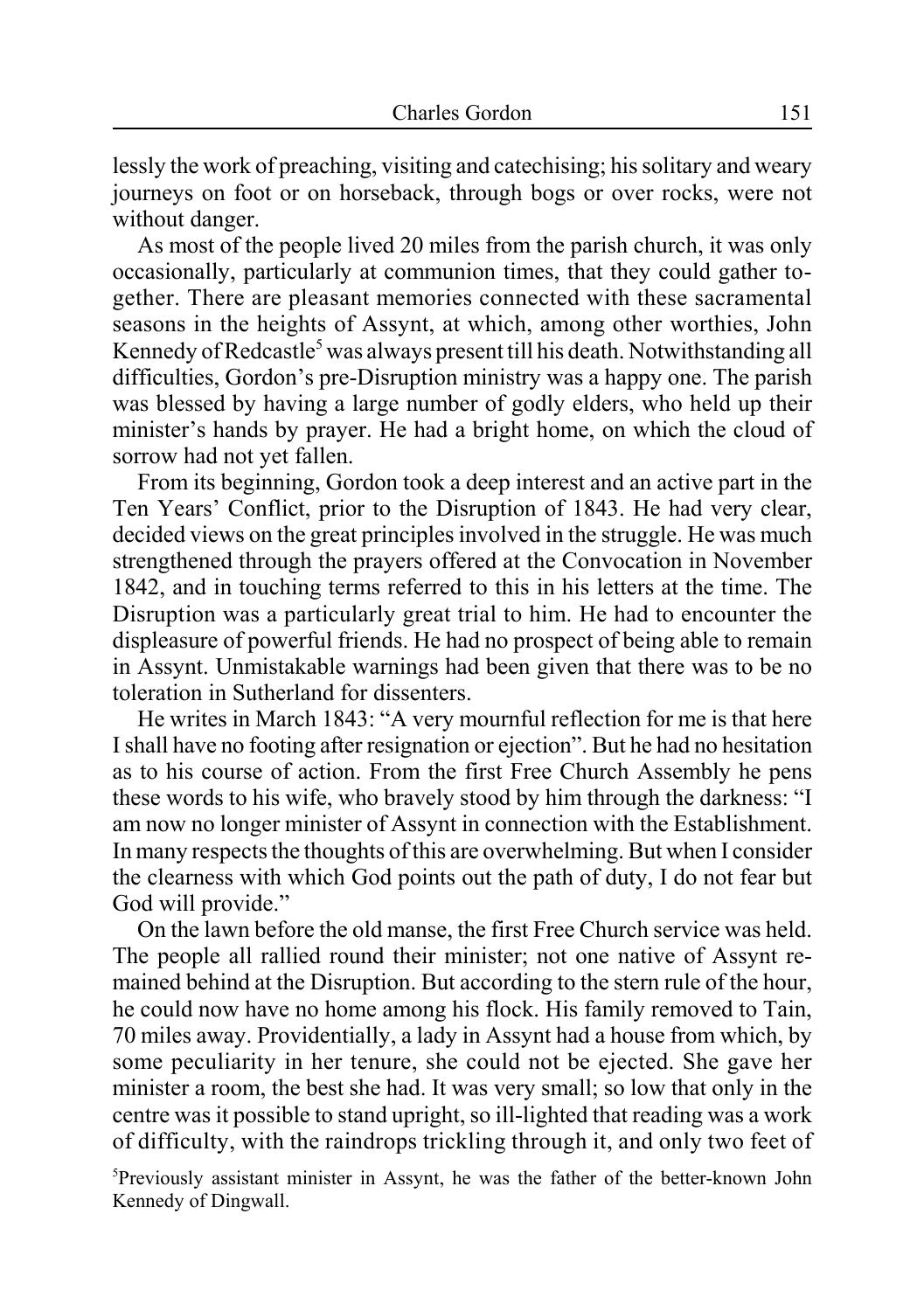lessly the work of preaching, visiting and catechising; his solitary and weary journeys on foot or on horseback, through bogs or over rocks, were not without danger.

As most of the people lived 20 miles from the parish church, it was only occasionally, particularly at communion times, that they could gather together. There are pleasant memories connected with these sacramental seasons in the heights of Assynt, at which, among other worthies, John Kennedy of Redcastle[5] was always present till his death. Notwithstanding all difficulties, Gordon's pre-Disruption ministry was a happy one. The parish was blessed by having a large number of godly elders, who held up their minister's hands by prayer. He had a bright home, on which the cloud of sorrow had not yet fallen.

From its beginning, Gordon took a deep interest and an active part in the Ten Years' Conflict, prior to the Disruption of 1843. He had very clear, decided views on the great principles involved in the struggle. He was much strengthened through the prayers offered at the Convocation in November 1842, and in touching terms referred to this in his letters at the time. The Disruption was a particularly great trial to him. He had to encounter the displeasure of powerful friends. He had no prospect of being able to remain in Assynt. Unmistakable warnings had been given that there was to be no toleration in Sutherland for dissenters.

He writes in March 1843: "A very mournful reflection for me is that here I shall have no footing after resignation or ejection". But he had no hesitation as to his course of action. From the first Free Church Assembly he pens these words to his wife, who bravely stood by him through the darkness: "I am now no longer minister of Assynt in connection with the Establishment. In many respects the thoughts of this are overwhelming. But when I consider the clearness with which God points out the path of duty, I do not fear but God will provide."

On the lawn before the old manse, the first Free Church service was held. The people all rallied round their minister; not one native of Assynt remained behind at the Disruption. But according to the stern rule of the hour, he could now have no home among his flock. His family removed to Tain, 70 miles away. Providentially, a lady in Assynt had a house from which, by some peculiarity in her tenure, she could not be ejected. She gave her minister a room, the best she had. It was very small; so low that only in the centre was it possible to stand upright, so ill-lighted that reading was a work of difficulty, with the raindrops trickling through it, and only two feet of

[5]Previously assistant minister in Assynt, he was the father of the better-known John Kennedy of Dingwall.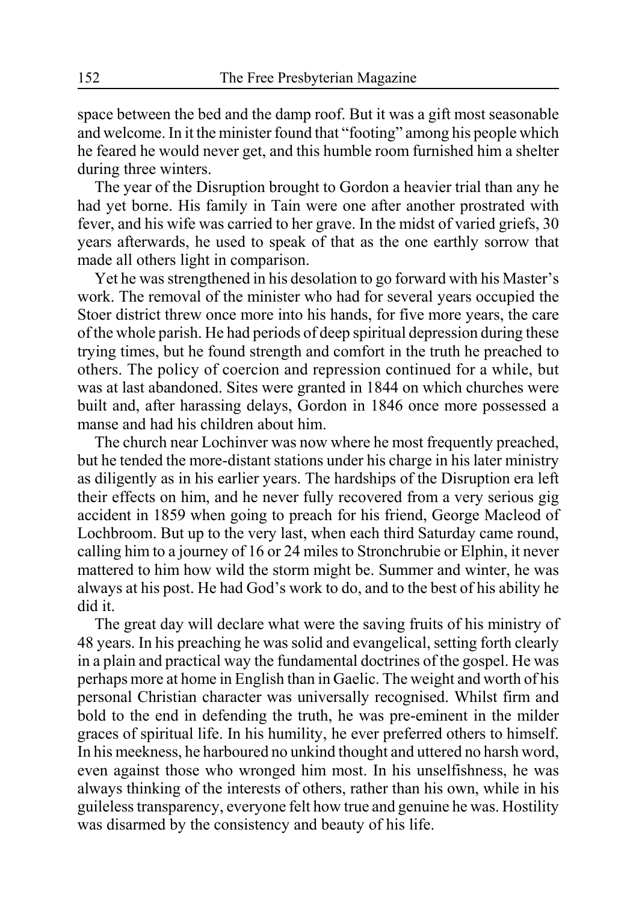space between the bed and the damp roof. But it was a gift most seasonable and welcome. In it the minister found that "footing" among his people which he feared he would never get, and this humble room furnished him a shelter during three winters.

The year of the Disruption brought to Gordon a heavier trial than any he had yet borne. His family in Tain were one after another prostrated with fever, and his wife was carried to her grave. In the midst of varied griefs, 30 years afterwards, he used to speak of that as the one earthly sorrow that made all others light in comparison.

Yet he was strengthened in his desolation to go forward with his Master's work. The removal of the minister who had for several years occupied the Stoer district threw once more into his hands, for five more years, the care of the whole parish. He had periods of deep spiritual depression during these trying times, but he found strength and comfort in the truth he preached to others. The policy of coercion and repression continued for a while, but was at last abandoned. Sites were granted in 1844 on which churches were built and, after harassing delays, Gordon in 1846 once more possessed a manse and had his children about him.

The church near Lochinver was now where he most frequently preached, but he tended the more-distant stations under his charge in his later ministry as diligently as in his earlier years. The hardships of the Disruption era left their effects on him, and he never fully recovered from a very serious gig accident in 1859 when going to preach for his friend, George Macleod of Lochbroom. But up to the very last, when each third Saturday came round, calling him to a journey of 16 or 24 miles to Stronchrubie or Elphin, it never mattered to him how wild the storm might be. Summer and winter, he was always at his post. He had God's work to do, and to the best of his ability he did it.

The great day will declare what were the saving fruits of his ministry of 48 years. In his preaching he was solid and evangelical, setting forth clearly in a plain and practical way the fundamental doctrines of the gospel. He was perhaps more at home in English than in Gaelic. The weight and worth of his personal Christian character was universally recognised. Whilst firm and bold to the end in defending the truth, he was pre-eminent in the milder graces of spiritual life. In his humility, he ever preferred others to himself. In his meekness, he harboured no unkind thought and uttered no harsh word, even against those who wronged him most. In his unselfishness, he was always thinking of the interests of others, rather than his own, while in his guileless transparency, everyone felt how true and genuine he was. Hostility was disarmed by the consistency and beauty of his life.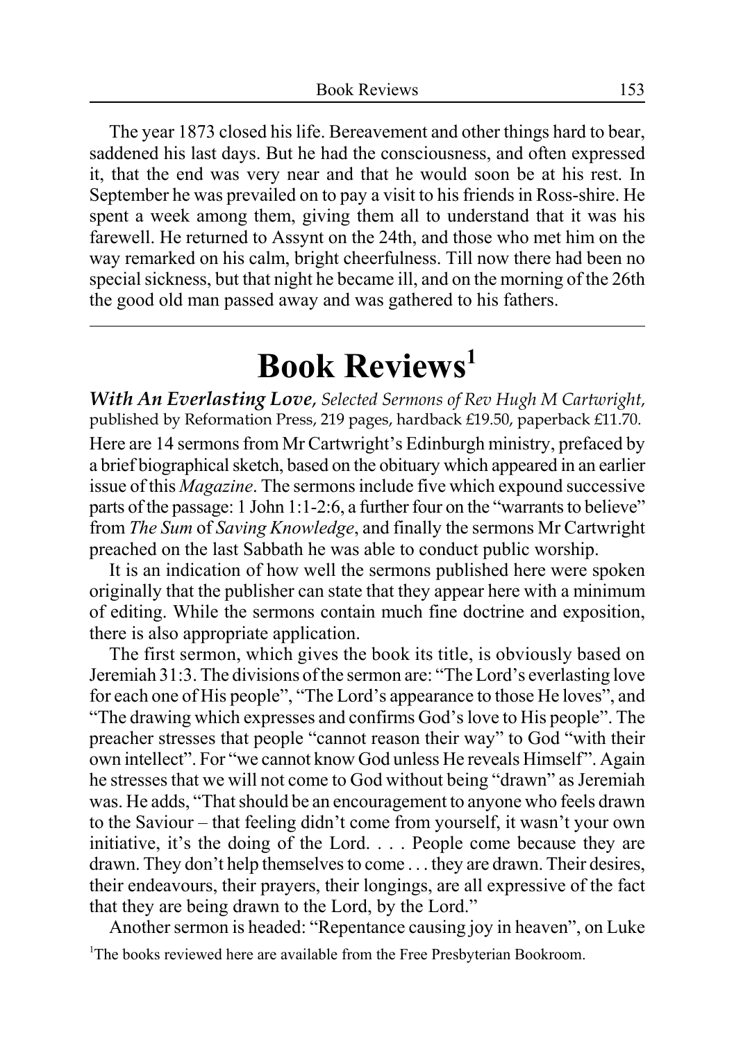The year 1873 closed his life. Bereavement and other things hard to bear, saddened his last days. But he had the consciousness, and often expressed it, that the end was very near and that he would soon be at his rest. In September he was prevailed on to pay a visit to his friends in Ross-shire. He spent a week among them, giving them all to understand that it was his farewell. He returned to Assynt on the 24th, and those who met him on the way remarked on his calm, bright cheerfulness. Till now there had been no special sickness, but that night he became ill, and on the morning of the 26th the good old man passed away and was gathered to his fathers.

---

# Book Reviews[1]

***With An Everlasting Love***, *Selected Sermons of Rev Hugh M Cartwright*, published by Reformation Press, 219 pages, hardback £19.50, paperback £11.70.

Here are 14 sermons from Mr Cartwright's Edinburgh ministry, prefaced by a brief biographical sketch, based on the obituary which appeared in an earlier issue of this *Magazine*. The sermons include five which expound successive parts of the passage: 1 John 1:1-2:6, a further four on the "warrants to believe" from *The Sum* of *Saving Knowledge*, and finally the sermons Mr Cartwright preached on the last Sabbath he was able to conduct public worship.

It is an indication of how well the sermons published here were spoken originally that the publisher can state that they appear here with a minimum of editing. While the sermons contain much fine doctrine and exposition, there is also appropriate application.

The first sermon, which gives the book its title, is obviously based on Jeremiah 31:3. The divisions of the sermon are: "The Lord's everlasting love for each one of His people", "The Lord's appearance to those He loves", and "The drawing which expresses and confirms God's love to His people". The preacher stresses that people "cannot reason their way" to God "with their own intellect". For "we cannot know God unless He reveals Himself". Again he stresses that we will not come to God without being "drawn" as Jeremiah was. He adds, "That should be an encouragement to anyone who feels drawn to the Saviour – that feeling didn't come from yourself, it wasn't your own initiative, it's the doing of the Lord. . . . People come because they are drawn. They don't help themselves to come . . . they are drawn. Their desires, their endeavours, their prayers, their longings, are all expressive of the fact that they are being drawn to the Lord, by the Lord."

Another sermon is headed: "Repentance causing joy in heaven", on Luke

[1]The books reviewed here are available from the Free Presbyterian Bookroom.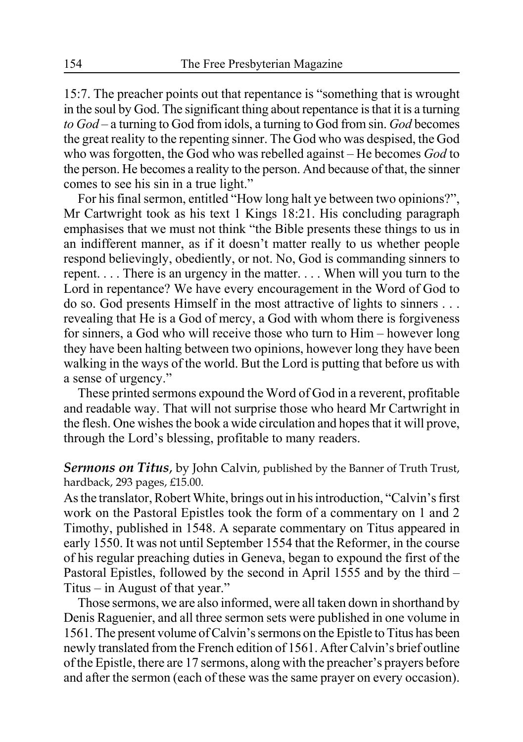15:7. The preacher points out that repentance is "something that is wrought in the soul by God. The significant thing about repentance is that it is a turning *to God* – a turning to God from idols, a turning to God from sin. *God* becomes the great reality to the repenting sinner. The God who was despised, the God who was forgotten, the God who was rebelled against – He becomes *God* to the person. He becomes a reality to the person. And because of that, the sinner comes to see his sin in a true light."

For his final sermon, entitled "How long halt ye between two opinions?", Mr Cartwright took as his text 1 Kings 18:21. His concluding paragraph emphasises that we must not think "the Bible presents these things to us in an indifferent manner, as if it doesn't matter really to us whether people respond believingly, obediently, or not. No, God is commanding sinners to repent. . . . There is an urgency in the matter. . . . When will you turn to the Lord in repentance? We have every encouragement in the Word of God to do so. God presents Himself in the most attractive of lights to sinners . . . revealing that He is a God of mercy, a God with whom there is forgiveness for sinners, a God who will receive those who turn to Him – however long they have been halting between two opinions, however long they have been walking in the ways of the world. But the Lord is putting that before us with a sense of urgency."

These printed sermons expound the Word of God in a reverent, profitable and readable way. That will not surprise those who heard Mr Cartwright in the flesh. One wishes the book a wide circulation and hopes that it will prove, through the Lord's blessing, profitable to many readers.

***Sermons on Titus***, by John Calvin, published by the Banner of Truth Trust, hardback, 293 pages, £15.00.

As the translator, Robert White, brings out in his introduction, "Calvin's first work on the Pastoral Epistles took the form of a commentary on 1 and 2 Timothy, published in 1548. A separate commentary on Titus appeared in early 1550. It was not until September 1554 that the Reformer, in the course of his regular preaching duties in Geneva, began to expound the first of the Pastoral Epistles, followed by the second in April 1555 and by the third – Titus – in August of that year."

Those sermons, we are also informed, were all taken down in shorthand by Denis Raguenier, and all three sermon sets were published in one volume in 1561. The present volume of Calvin's sermons on the Epistle to Titus has been newly translated from the French edition of 1561. After Calvin's brief outline of the Epistle, there are 17 sermons, along with the preacher's prayers before and after the sermon (each of these was the same prayer on every occasion).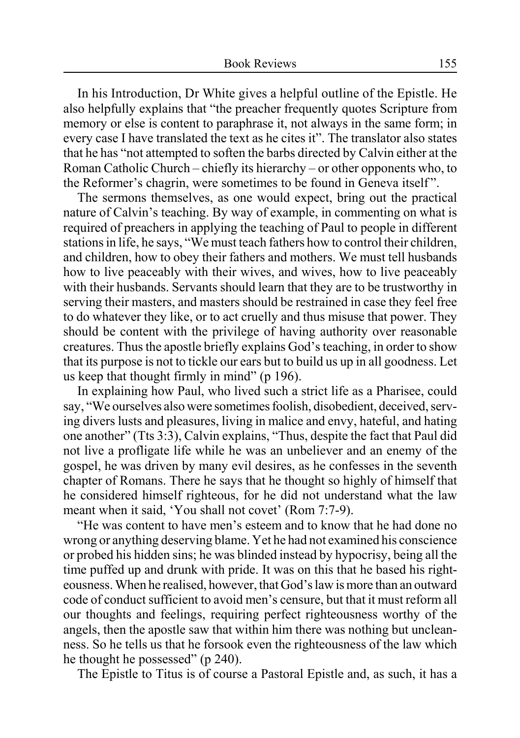In his Introduction, Dr White gives a helpful outline of the Epistle. He also helpfully explains that "the preacher frequently quotes Scripture from memory or else is content to paraphrase it, not always in the same form; in every case I have translated the text as he cites it". The translator also states that he has "not attempted to soften the barbs directed by Calvin either at the Roman Catholic Church – chiefly its hierarchy – or other opponents who, to the Reformer's chagrin, were sometimes to be found in Geneva itself".

The sermons themselves, as one would expect, bring out the practical nature of Calvin's teaching. By way of example, in commenting on what is required of preachers in applying the teaching of Paul to people in different stations in life, he says, "We must teach fathers how to control their children, and children, how to obey their fathers and mothers. We must tell husbands how to live peaceably with their wives, and wives, how to live peaceably with their husbands. Servants should learn that they are to be trustworthy in serving their masters, and masters should be restrained in case they feel free to do whatever they like, or to act cruelly and thus misuse that power. They should be content with the privilege of having authority over reasonable creatures. Thus the apostle briefly explains God's teaching, in order to show that its purpose is not to tickle our ears but to build us up in all goodness. Let us keep that thought firmly in mind" (p 196).

In explaining how Paul, who lived such a strict life as a Pharisee, could say, "We ourselves also were sometimes foolish, disobedient, deceived, serving divers lusts and pleasures, living in malice and envy, hateful, and hating one another" (Tts 3:3), Calvin explains, "Thus, despite the fact that Paul did not live a profligate life while he was an unbeliever and an enemy of the gospel, he was driven by many evil desires, as he confesses in the seventh chapter of Romans. There he says that he thought so highly of himself that he considered himself righteous, for he did not understand what the law meant when it said, 'You shall not covet' (Rom 7:7-9).

"He was content to have men's esteem and to know that he had done no wrong or anything deserving blame. Yet he had not examined his conscience or probed his hidden sins; he was blinded instead by hypocrisy, being all the time puffed up and drunk with pride. It was on this that he based his righteousness. When he realised, however, that God's law is more than an outward code of conduct sufficient to avoid men's censure, but that it must reform all our thoughts and feelings, requiring perfect righteousness worthy of the angels, then the apostle saw that within him there was nothing but uncleanness. So he tells us that he forsook even the righteousness of the law which he thought he possessed" (p 240).

The Epistle to Titus is of course a Pastoral Epistle and, as such, it has a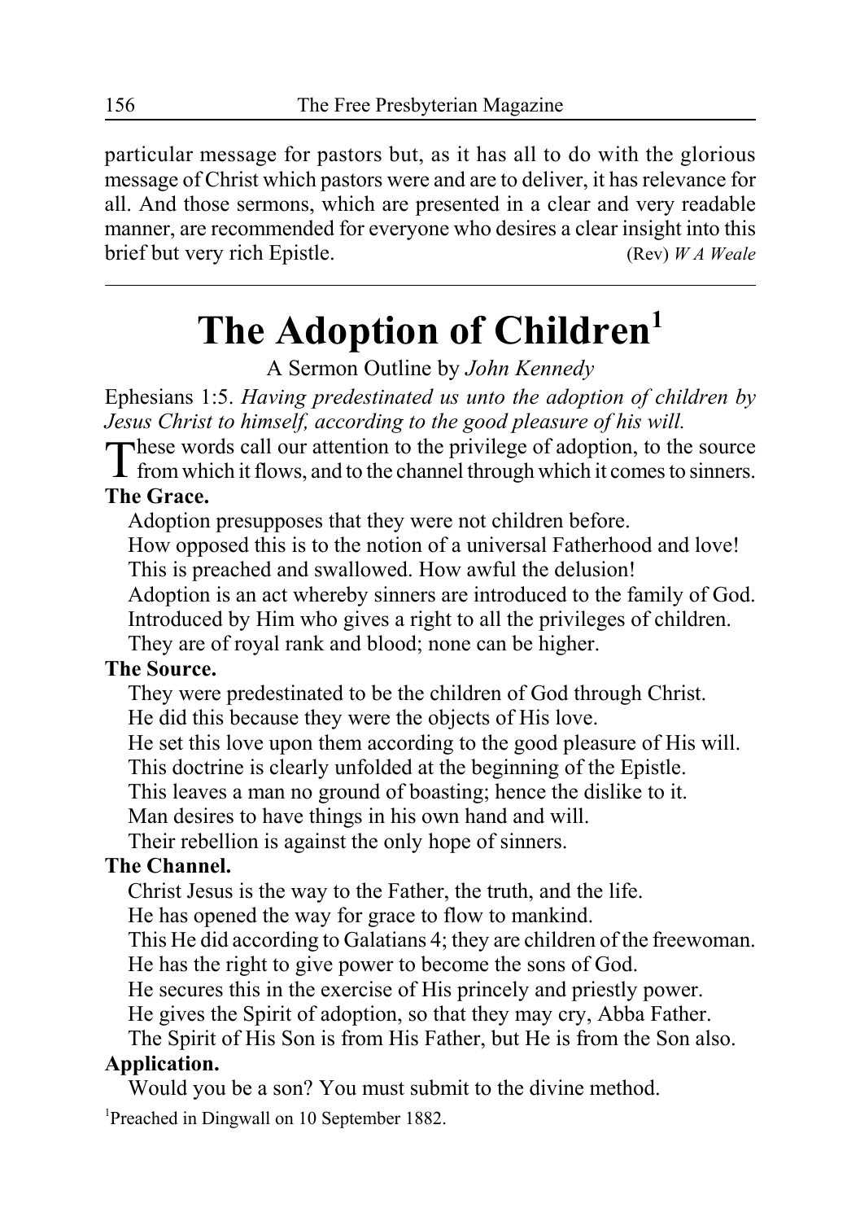particular message for pastors but, as it has all to do with the glorious message of Christ which pastors were and are to deliver, it has relevance for all. And those sermons, which are presented in a clear and very readable manner, are recommended for everyone who desires a clear insight into this brief but very rich Epistle. (Rev) *W A Weale*

---

# The Adoption of Children[1]

A Sermon Outline by *John Kennedy*

Ephesians 1:5. *Having predestinated us unto the adoption of children by Jesus Christ to himself, according to the good pleasure of his will.*

These words call our attention to the privilege of adoption, to the source from which it flows, and to the channel through which it comes to sinners.

**The Grace.**

Adoption presupposes that they were not children before.
How opposed this is to the notion of a universal Fatherhood and love!
This is preached and swallowed. How awful the delusion!
Adoption is an act whereby sinners are introduced to the family of God.
Introduced by Him who gives a right to all the privileges of children.
They are of royal rank and blood; none can be higher.

**The Source.**

They were predestinated to be the children of God through Christ.
He did this because they were the objects of His love.
He set this love upon them according to the good pleasure of His will.
This doctrine is clearly unfolded at the beginning of the Epistle.
This leaves a man no ground of boasting; hence the dislike to it.
Man desires to have things in his own hand and will.
Their rebellion is against the only hope of sinners.

**The Channel.**

Christ Jesus is the way to the Father, the truth, and the life.
He has opened the way for grace to flow to mankind.
This He did according to Galatians 4; they are children of the freewoman.
He has the right to give power to become the sons of God.
He secures this in the exercise of His princely and priestly power.
He gives the Spirit of adoption, so that they may cry, Abba Father.
The Spirit of His Son is from His Father, but He is from the Son also.

**Application.**

Would you be a son? You must submit to the divine method.

[1]Preached in Dingwall on 10 September 1882.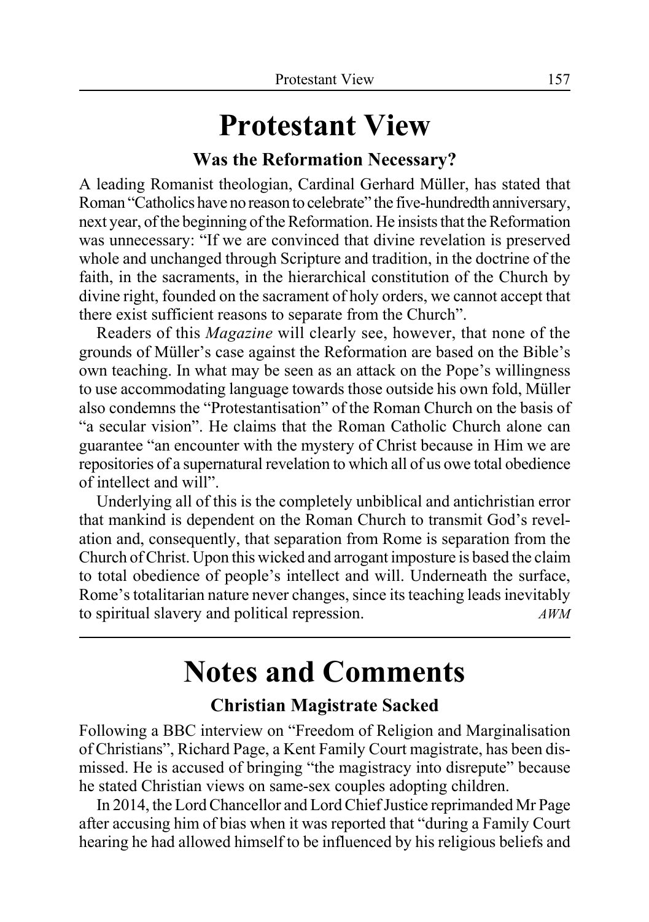# Protestant View

## Was the Reformation Necessary?

A leading Romanist theologian, Cardinal Gerhard Müller, has stated that Roman "Catholics have no reason to celebrate" the five-hundredth anniversary, next year, of the beginning of the Reformation. He insists that the Reformation was unnecessary: "If we are convinced that divine revelation is preserved whole and unchanged through Scripture and tradition, in the doctrine of the faith, in the sacraments, in the hierarchical constitution of the Church by divine right, founded on the sacrament of holy orders, we cannot accept that there exist sufficient reasons to separate from the Church".

Readers of this *Magazine* will clearly see, however, that none of the grounds of Müller's case against the Reformation are based on the Bible's own teaching. In what may be seen as an attack on the Pope's willingness to use accommodating language towards those outside his own fold, Müller also condemns the "Protestantisation" of the Roman Church on the basis of "a secular vision". He claims that the Roman Catholic Church alone can guarantee "an encounter with the mystery of Christ because in Him we are repositories of a supernatural revelation to which all of us owe total obedience of intellect and will".

Underlying all of this is the completely unbiblical and antichristian error that mankind is dependent on the Roman Church to transmit God's revelation and, consequently, that separation from Rome is separation from the Church of Christ. Upon this wicked and arrogant imposture is based the claim to total obedience of people's intellect and will. Underneath the surface, Rome's totalitarian nature never changes, since its teaching leads inevitably to spiritual slavery and political repression. *AWM*

# Notes and Comments

## Christian Magistrate Sacked

Following a BBC interview on "Freedom of Religion and Marginalisation of Christians", Richard Page, a Kent Family Court magistrate, has been dismissed. He is accused of bringing "the magistracy into disrepute" because he stated Christian views on same-sex couples adopting children.

In 2014, the Lord Chancellor and Lord Chief Justice reprimanded Mr Page after accusing him of bias when it was reported that "during a Family Court hearing he had allowed himself to be influenced by his religious beliefs and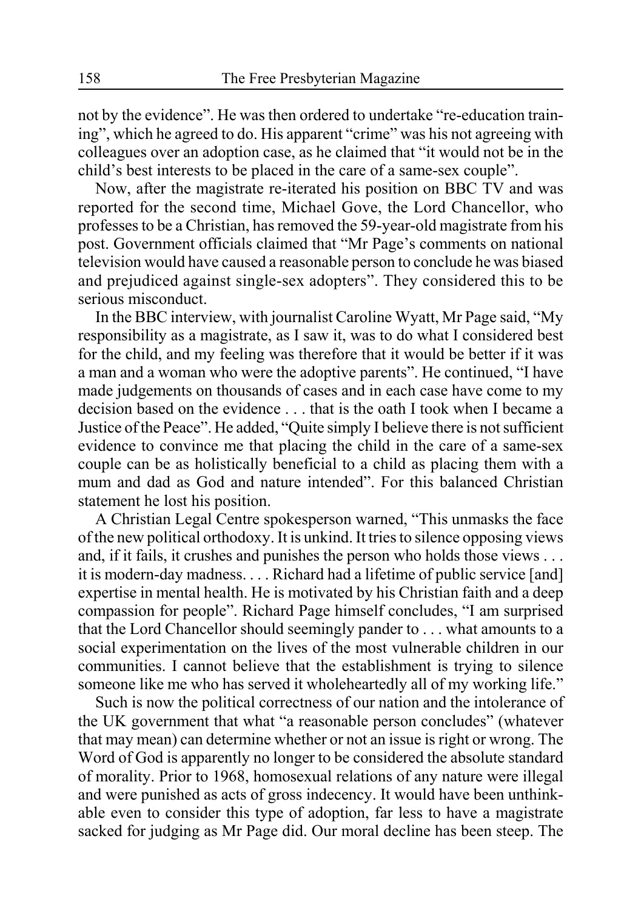not by the evidence". He was then ordered to undertake "re-education training", which he agreed to do. His apparent "crime" was his not agreeing with colleagues over an adoption case, as he claimed that "it would not be in the child's best interests to be placed in the care of a same-sex couple".

Now, after the magistrate re-iterated his position on BBC TV and was reported for the second time, Michael Gove, the Lord Chancellor, who professes to be a Christian, has removed the 59-year-old magistrate from his post. Government officials claimed that "Mr Page's comments on national television would have caused a reasonable person to conclude he was biased and prejudiced against single-sex adopters". They considered this to be serious misconduct.

In the BBC interview, with journalist Caroline Wyatt, Mr Page said, "My responsibility as a magistrate, as I saw it, was to do what I considered best for the child, and my feeling was therefore that it would be better if it was a man and a woman who were the adoptive parents". He continued, "I have made judgements on thousands of cases and in each case have come to my decision based on the evidence . . . that is the oath I took when I became a Justice of the Peace". He added, "Quite simply I believe there is not sufficient evidence to convince me that placing the child in the care of a same-sex couple can be as holistically beneficial to a child as placing them with a mum and dad as God and nature intended". For this balanced Christian statement he lost his position.

A Christian Legal Centre spokesperson warned, "This unmasks the face of the new political orthodoxy. It is unkind. It tries to silence opposing views and, if it fails, it crushes and punishes the person who holds those views . . . it is modern-day madness. . . . Richard had a lifetime of public service [and] expertise in mental health. He is motivated by his Christian faith and a deep compassion for people". Richard Page himself concludes, "I am surprised that the Lord Chancellor should seemingly pander to . . . what amounts to a social experimentation on the lives of the most vulnerable children in our communities. I cannot believe that the establishment is trying to silence someone like me who has served it wholeheartedly all of my working life."

Such is now the political correctness of our nation and the intolerance of the UK government that what "a reasonable person concludes" (whatever that may mean) can determine whether or not an issue is right or wrong. The Word of God is apparently no longer to be considered the absolute standard of morality. Prior to 1968, homosexual relations of any nature were illegal and were punished as acts of gross indecency. It would have been unthinkable even to consider this type of adoption, far less to have a magistrate sacked for judging as Mr Page did. Our moral decline has been steep. The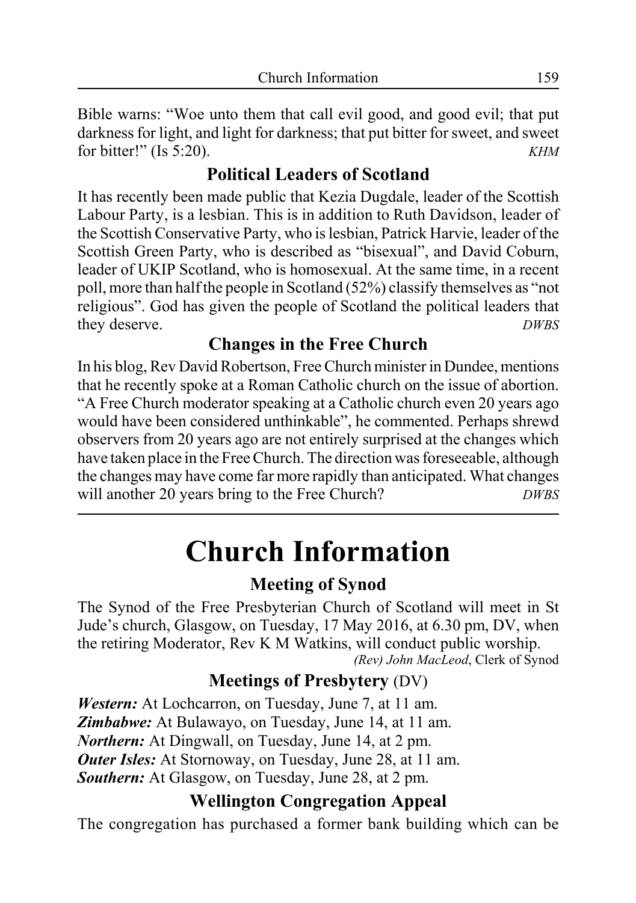Bible warns: "Woe unto them that call evil good, and good evil; that put darkness for light, and light for darkness; that put bitter for sweet, and sweet for bitter!" (Is 5:20). *KHM*

### Political Leaders of Scotland

It has recently been made public that Kezia Dugdale, leader of the Scottish Labour Party, is a lesbian. This is in addition to Ruth Davidson, leader of the Scottish Conservative Party, who is lesbian, Patrick Harvie, leader of the Scottish Green Party, who is described as "bisexual", and David Coburn, leader of UKIP Scotland, who is homosexual. At the same time, in a recent poll, more than half the people in Scotland (52%) classify themselves as "not religious". God has given the people of Scotland the political leaders that they deserve. *DWBS*

### Changes in the Free Church

In his blog, Rev David Robertson, Free Church minister in Dundee, mentions that he recently spoke at a Roman Catholic church on the issue of abortion. "A Free Church moderator speaking at a Catholic church even 20 years ago would have been considered unthinkable", he commented. Perhaps shrewd observers from 20 years ago are not entirely surprised at the changes which have taken place in the Free Church. The direction was foreseeable, although the changes may have come far more rapidly than anticipated. What changes will another 20 years bring to the Free Church? *DWBS*

# Church Information

### Meeting of Synod

The Synod of the Free Presbyterian Church of Scotland will meet in St Jude's church, Glasgow, on Tuesday, 17 May 2016, at 6.30 pm, DV, when the retiring Moderator, Rev K M Watkins, will conduct public worship.

*(Rev) John MacLeod*, Clerk of Synod

### Meetings of Presbytery (DV)

***Western:*** At Lochcarron, on Tuesday, June 7, at 11 am.
***Zimbabwe:*** At Bulawayo, on Tuesday, June 14, at 11 am.
***Northern:*** At Dingwall, on Tuesday, June 14, at 2 pm.
***Outer Isles:*** At Stornoway, on Tuesday, June 28, at 11 am.
***Southern:*** At Glasgow, on Tuesday, June 28, at 2 pm.

### Wellington Congregation Appeal

The congregation has purchased a former bank building which can be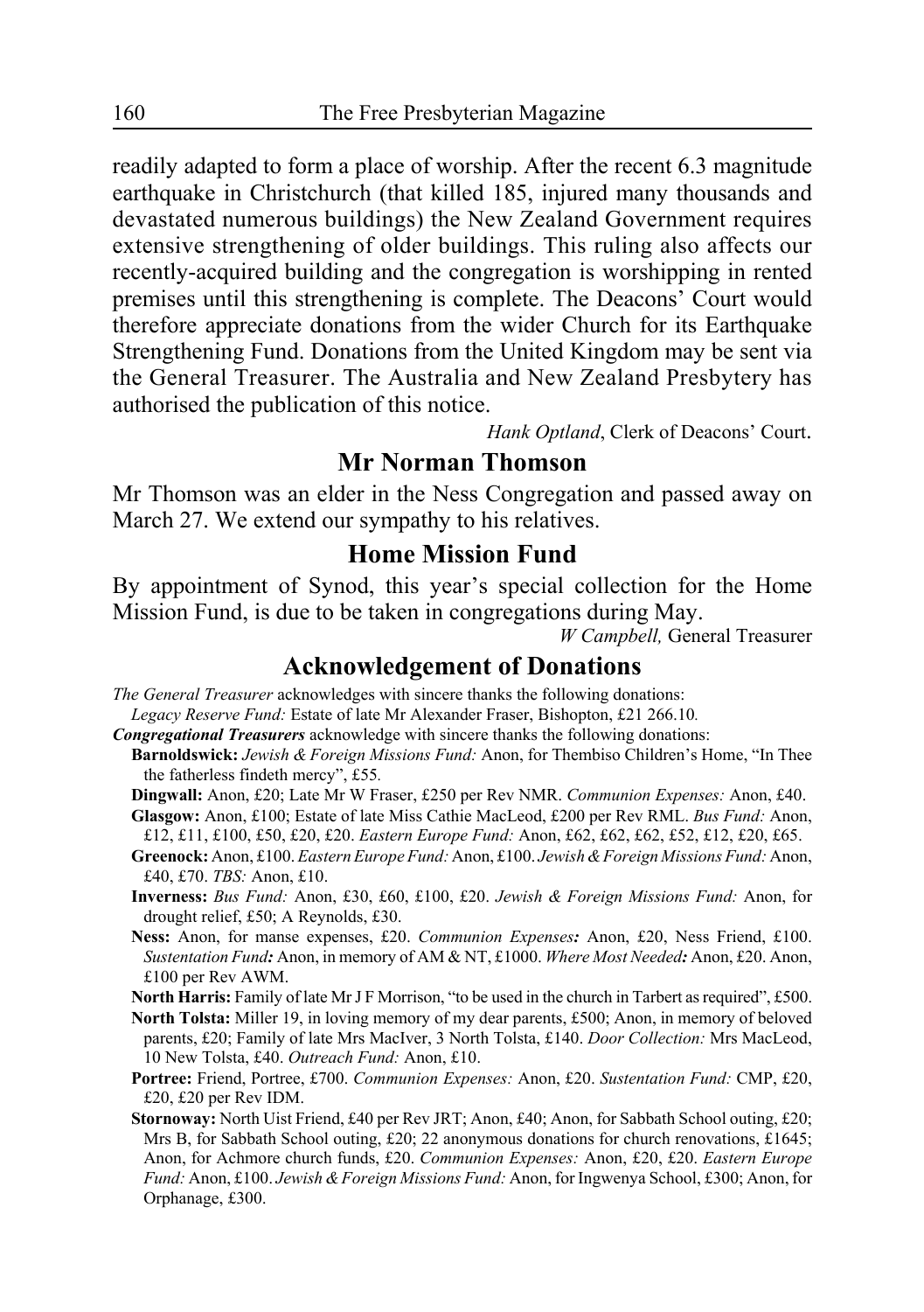readily adapted to form a place of worship. After the recent 6.3 magnitude earthquake in Christchurch (that killed 185, injured many thousands and devastated numerous buildings) the New Zealand Government requires extensive strengthening of older buildings. This ruling also affects our recently-acquired building and the congregation is worshipping in rented premises until this strengthening is complete. The Deacons' Court would therefore appreciate donations from the wider Church for its Earthquake Strengthening Fund. Donations from the United Kingdom may be sent via the General Treasurer. The Australia and New Zealand Presbytery has authorised the publication of this notice.

*Hank Optland*, Clerk of Deacons' Court.

## Mr Norman Thomson

Mr Thomson was an elder in the Ness Congregation and passed away on March 27. We extend our sympathy to his relatives.

## Home Mission Fund

By appointment of Synod, this year's special collection for the Home Mission Fund, is due to be taken in congregations during May.

*W Campbell,* General Treasurer

## Acknowledgement of Donations

*The General Treasurer* acknowledges with sincere thanks the following donations:

*Legacy Reserve Fund:* Estate of late Mr Alexander Fraser, Bishopton, £21 266.10.

***Congregational Treasurers*** acknowledge with sincere thanks the following donations:

**Barnoldswick:** *Jewish & Foreign Missions Fund:* Anon, for Thembiso Children's Home, "In Thee the fatherless findeth mercy", £55.

**Dingwall:** Anon, £20; Late Mr W Fraser, £250 per Rev NMR. *Communion Expenses:* Anon, £40.

**Glasgow:** Anon, £100; Estate of late Miss Cathie MacLeod, £200 per Rev RML. *Bus Fund:* Anon, £12, £11, £100, £50, £20, £20. *Eastern Europe Fund:* Anon, £62, £62, £62, £52, £12, £20, £65.

**Greenock:** Anon, £100. *Eastern Europe Fund:* Anon, £100. *Jewish & Foreign Missions Fund:* Anon, £40, £70. *TBS:* Anon, £10.

**Inverness:** *Bus Fund:* Anon, £30, £60, £100, £20. *Jewish & Foreign Missions Fund:* Anon, for drought relief, £50; A Reynolds, £30.

**Ness:** Anon, for manse expenses, £20. *Communion Expenses:* Anon, £20, Ness Friend, £100. *Sustentation Fund:* Anon, in memory of AM & NT, £1000. *Where Most Needed:* Anon, £20. Anon, £100 per Rev AWM.

**North Harris:** Family of late Mr J F Morrison, "to be used in the church in Tarbert as required", £500.

**North Tolsta:** Miller 19, in loving memory of my dear parents, £500; Anon, in memory of beloved parents, £20; Family of late Mrs MacIver, 3 North Tolsta, £140. *Door Collection:* Mrs MacLeod, 10 New Tolsta, £40. *Outreach Fund:* Anon, £10.

**Portree:** Friend, Portree, £700. *Communion Expenses:* Anon, £20. *Sustentation Fund:* CMP, £20, £20, £20 per Rev IDM.

**Stornoway:** North Uist Friend, £40 per Rev JRT; Anon, £40; Anon, for Sabbath School outing, £20; Mrs B, for Sabbath School outing, £20; 22 anonymous donations for church renovations, £1645; Anon, for Achmore church funds, £20. *Communion Expenses:* Anon, £20, £20. *Eastern Europe Fund:* Anon, £100. *Jewish & Foreign Missions Fund:* Anon, for Ingwenya School, £300; Anon, for Orphanage, £300.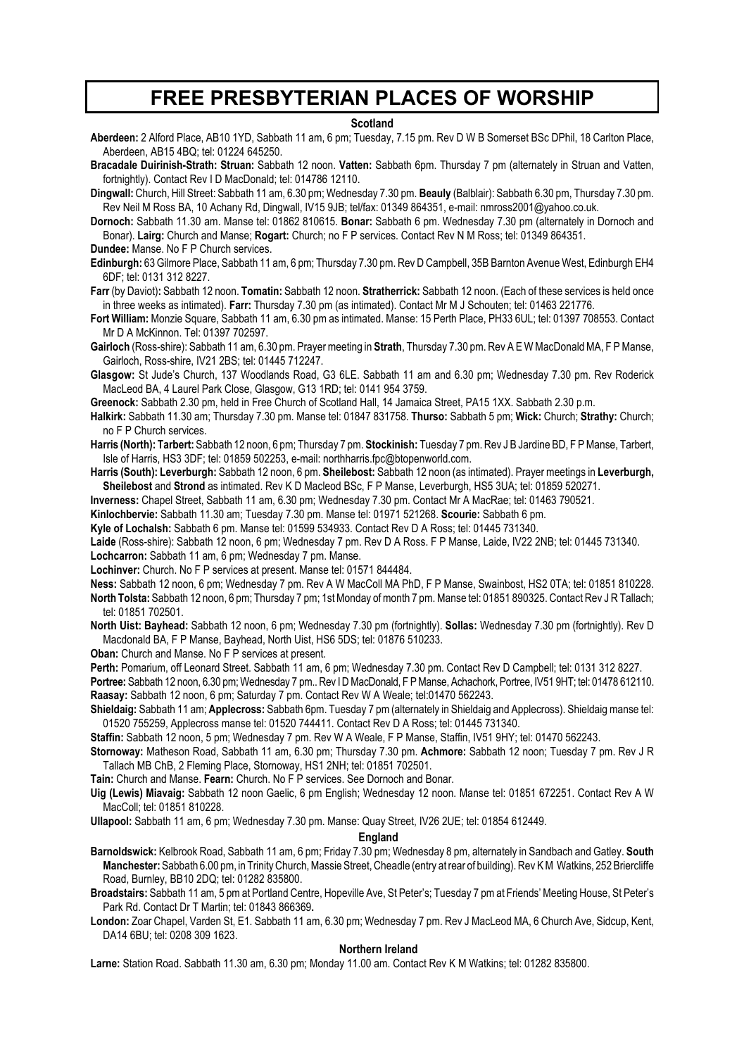# FREE PRESBYTERIAN PLACES OF WORSHIP

### Scotland

**Aberdeen:** 2 Alford Place, AB10 1YD, Sabbath 11 am, 6 pm; Tuesday, 7.15 pm. Rev D W B Somerset BSc DPhil, 18 Carlton Place, Aberdeen, AB15 4BQ; tel: 01224 645250.

**Bracadale Duirinish-Strath: Struan:** Sabbath 12 noon. **Vatten:** Sabbath 6pm. Thursday 7 pm (alternately in Struan and Vatten, fortnightly). Contact Rev I D MacDonald; tel: 014786 12110.

**Dingwall:** Church, Hill Street: Sabbath 11 am, 6.30 pm; Wednesday 7.30 pm. **Beauly** (Balblair): Sabbath 6.30 pm, Thursday 7.30 pm. Rev Neil M Ross BA, 10 Achany Rd, Dingwall, IV15 9JB; tel/fax: 01349 864351, e-mail: nmross2001@yahoo.co.uk.

**Dornoch:** Sabbath 11.30 am. Manse tel: 01862 810615. **Bonar:** Sabbath 6 pm. Wednesday 7.30 pm (alternately in Dornoch and Bonar). **Lairg:** Church and Manse; **Rogart:** Church; no F P services. Contact Rev N M Ross; tel: 01349 864351.

**Dundee:** Manse. No F P Church services.

**Edinburgh:** 63 Gilmore Place, Sabbath 11 am, 6 pm; Thursday 7.30 pm. Rev D Campbell, 35B Barnton Avenue West, Edinburgh EH4 6DF; tel: 0131 312 8227.

**Farr** (by Daviot)**:** Sabbath 12 noon. **Tomatin:** Sabbath 12 noon. **Stratherrick:** Sabbath 12 noon. (Each of these services is held once in three weeks as intimated). **Farr:** Thursday 7.30 pm (as intimated). Contact Mr M J Schouten; tel: 01463 221776.

**Fort William:** Monzie Square, Sabbath 11 am, 6.30 pm as intimated. Manse: 15 Perth Place, PH33 6UL; tel: 01397 708553. Contact Mr D A McKinnon. Tel: 01397 702597.

**Gairloch** (Ross-shire): Sabbath 11 am, 6.30 pm. Prayer meeting in **Strath**, Thursday 7.30 pm. Rev A E W MacDonald MA, F P Manse, Gairloch, Ross-shire, IV21 2BS; tel: 01445 712247.

**Glasgow:** St Jude's Church, 137 Woodlands Road, G3 6LE. Sabbath 11 am and 6.30 pm; Wednesday 7.30 pm. Rev Roderick MacLeod BA, 4 Laurel Park Close, Glasgow, G13 1RD; tel: 0141 954 3759.

**Greenock:** Sabbath 2.30 pm, held in Free Church of Scotland Hall, 14 Jamaica Street, PA15 1XX. Sabbath 2.30 p.m.

**Halkirk:** Sabbath 11.30 am; Thursday 7.30 pm. Manse tel: 01847 831758. **Thurso:** Sabbath 5 pm; **Wick:** Church; **Strathy:** Church; no F P Church services.

**Harris (North): Tarbert:** Sabbath 12 noon, 6 pm; Thursday 7 pm. **Stockinish:** Tuesday 7 pm. Rev J B Jardine BD, F P Manse, Tarbert, Isle of Harris, HS3 3DF; tel: 01859 502253, e-mail: northharris.fpc@btopenworld.com.

**Harris (South): Leverburgh:** Sabbath 12 noon, 6 pm. **Sheilebost:** Sabbath 12 noon (as intimated). Prayer meetings in **Leverburgh, Sheilebost** and **Strond** as intimated. Rev K D Macleod BSc, F P Manse, Leverburgh, HS5 3UA; tel: 01859 520271.

**Inverness:** Chapel Street, Sabbath 11 am, 6.30 pm; Wednesday 7.30 pm. Contact Mr A MacRae; tel: 01463 790521.

**Kinlochbervie:** Sabbath 11.30 am; Tuesday 7.30 pm. Manse tel: 01971 521268. **Scourie:** Sabbath 6 pm.

**Kyle of Lochalsh:** Sabbath 6 pm. Manse tel: 01599 534933. Contact Rev D A Ross; tel: 01445 731340.

**Laide** (Ross-shire): Sabbath 12 noon, 6 pm; Wednesday 7 pm. Rev D A Ross. F P Manse, Laide, IV22 2NB; tel: 01445 731340.

**Lochcarron:** Sabbath 11 am, 6 pm; Wednesday 7 pm. Manse.

**Lochinver:** Church. No F P services at present. Manse tel: 01571 844484.

**Ness:** Sabbath 12 noon, 6 pm; Wednesday 7 pm. Rev A W MacColl MA PhD, F P Manse, Swainbost, HS2 0TA; tel: 01851 810228.

**North Tolsta:** Sabbath 12 noon, 6 pm; Thursday 7 pm; 1st Monday of month 7 pm. Manse tel: 01851 890325. Contact Rev J R Tallach; tel: 01851 702501.

**North Uist: Bayhead:** Sabbath 12 noon, 6 pm; Wednesday 7.30 pm (fortnightly). **Sollas:** Wednesday 7.30 pm (fortnightly). Rev D Macdonald BA, F P Manse, Bayhead, North Uist, HS6 5DS; tel: 01876 510233.

**Oban:** Church and Manse. No F P services at present.

**Perth:** Pomarium, off Leonard Street. Sabbath 11 am, 6 pm; Wednesday 7.30 pm. Contact Rev D Campbell; tel: 0131 312 8227.

**Portree:** Sabbath 12 noon, 6.30 pm; Wednesday 7 pm.. Rev I D MacDonald, F P Manse, Achachork, Portree, IV51 9HT; tel: 01478 612110.

**Raasay:** Sabbath 12 noon, 6 pm; Saturday 7 pm. Contact Rev W A Weale; tel:01470 562243.

**Shieldaig:** Sabbath 11 am; **Applecross:** Sabbath 6pm. Tuesday 7 pm (alternately in Shieldaig and Applecross). Shieldaig manse tel: 01520 755259, Applecross manse tel: 01520 744411. Contact Rev D A Ross; tel: 01445 731340.

**Staffin:** Sabbath 12 noon, 5 pm; Wednesday 7 pm. Rev W A Weale, F P Manse, Staffin, IV51 9HY; tel: 01470 562243.

**Stornoway:** Matheson Road, Sabbath 11 am, 6.30 pm; Thursday 7.30 pm. **Achmore:** Sabbath 12 noon; Tuesday 7 pm. Rev J R Tallach MB ChB, 2 Fleming Place, Stornoway, HS1 2NH; tel: 01851 702501.

**Tain:** Church and Manse. **Fearn:** Church. No F P services. See Dornoch and Bonar.

**Uig (Lewis) Miavaig:** Sabbath 12 noon Gaelic, 6 pm English; Wednesday 12 noon. Manse tel: 01851 672251. Contact Rev A W MacColl; tel: 01851 810228.

**Ullapool:** Sabbath 11 am, 6 pm; Wednesday 7.30 pm. Manse: Quay Street, IV26 2UE; tel: 01854 612449.

### England

**Barnoldswick:** Kelbrook Road, Sabbath 11 am, 6 pm; Friday 7.30 pm; Wednesday 8 pm, alternately in Sandbach and Gatley. **South Manchester:** Sabbath 6.00 pm, in Trinity Church, Massie Street, Cheadle (entry at rear of building). Rev K M Watkins, 252 Briercliffe Road, Burnley, BB10 2DQ; tel: 01282 835800.

**Broadstairs:** Sabbath 11 am, 5 pm at Portland Centre, Hopeville Ave, St Peter's; Tuesday 7 pm at Friends' Meeting House, St Peter's Park Rd. Contact Dr T Martin; tel: 01843 866369**.**

**London:** Zoar Chapel, Varden St, E1. Sabbath 11 am, 6.30 pm; Wednesday 7 pm. Rev J MacLeod MA, 6 Church Ave, Sidcup, Kent, DA14 6BU; tel: 0208 309 1623.

### Northern Ireland

**Larne:** Station Road. Sabbath 11.30 am, 6.30 pm; Monday 11.00 am. Contact Rev K M Watkins; tel: 01282 835800.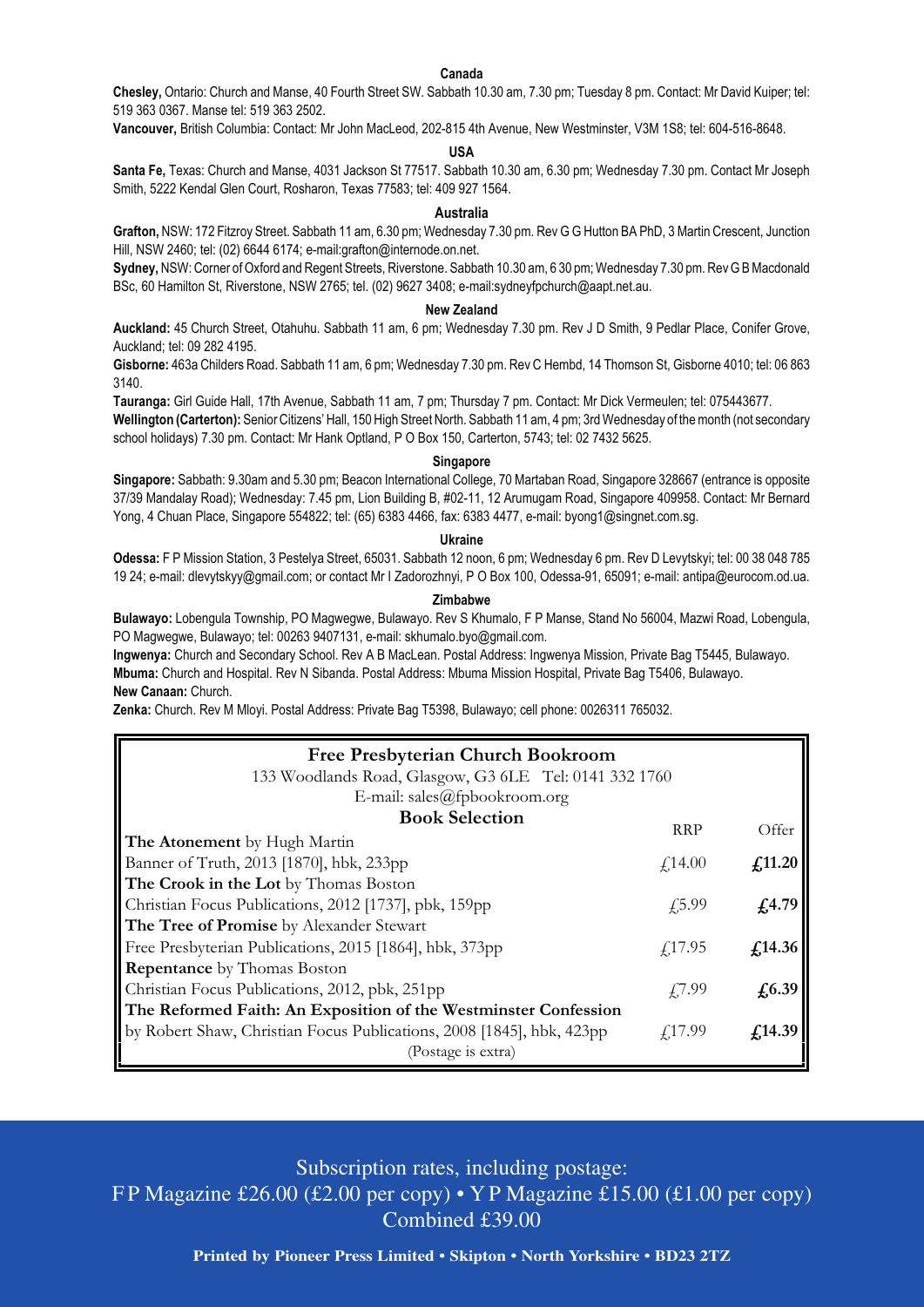### Canada

**Chesley,** Ontario: Church and Manse, 40 Fourth Street SW. Sabbath 10.30 am, 7.30 pm; Tuesday 8 pm. Contact: Mr David Kuiper; tel: 519 363 0367. Manse tel: 519 363 2502.

**Vancouver,** British Columbia: Contact: Mr John MacLeod, 202-815 4th Avenue, New Westminster, V3M 1S8; tel: 604-516-8648.

### USA

**Santa Fe,** Texas: Church and Manse, 4031 Jackson St 77517. Sabbath 10.30 am, 6.30 pm; Wednesday 7.30 pm. Contact Mr Joseph Smith, 5222 Kendal Glen Court, Rosharon, Texas 77583; tel: 409 927 1564.

### Australia

**Grafton,** NSW: 172 Fitzroy Street. Sabbath 11 am, 6.30 pm; Wednesday 7.30 pm. Rev G G Hutton BA PhD, 3 Martin Crescent, Junction Hill, NSW 2460; tel: (02) 6644 6174; e-mail:grafton@internode.on.net.

**Sydney,** NSW: Corner of Oxford and Regent Streets, Riverstone. Sabbath 10.30 am, 6 30 pm; Wednesday 7.30 pm. Rev G B Macdonald BSc, 60 Hamilton St, Riverstone, NSW 2765; tel. (02) 9627 3408; e-mail:sydneyfpchurch@aapt.net.au.

### New Zealand

**Auckland:** 45 Church Street, Otahuhu. Sabbath 11 am, 6 pm; Wednesday 7.30 pm. Rev J D Smith, 9 Pedlar Place, Conifer Grove, Auckland; tel: 09 282 4195.

**Gisborne:** 463a Childers Road. Sabbath 11 am, 6 pm; Wednesday 7.30 pm. Rev C Hembd, 14 Thomson St, Gisborne 4010; tel: 06 863 3140.

**Tauranga:** Girl Guide Hall, 17th Avenue, Sabbath 11 am, 7 pm; Thursday 7 pm. Contact: Mr Dick Vermeulen; tel: 075443677.

**Wellington (Carterton):** Senior Citizens' Hall, 150 High Street North. Sabbath 11 am, 4 pm; 3rd Wednesday of the month (not secondary school holidays) 7.30 pm. Contact: Mr Hank Optland, P O Box 150, Carterton, 5743; tel: 02 7432 5625.

### Singapore

**Singapore:** Sabbath: 9.30am and 5.30 pm; Beacon International College, 70 Martaban Road, Singapore 328667 (entrance is opposite 37/39 Mandalay Road); Wednesday: 7.45 pm, Lion Building B, #02-11, 12 Arumugam Road, Singapore 409958. Contact: Mr Bernard Yong, 4 Chuan Place, Singapore 554822; tel: (65) 6383 4466, fax: 6383 4477, e-mail: byong1@singnet.com.sg.

### Ukraine

**Odessa:** F P Mission Station, 3 Pestelya Street, 65031. Sabbath 12 noon, 6 pm; Wednesday 6 pm. Rev D Levytskyi; tel: 00 38 048 785 19 24; e-mail: dlevytskyy@gmail.com; or contact Mr I Zadorozhnyi, P O Box 100, Odessa-91, 65091; e-mail: antipa@eurocom.od.ua.

### Zimbabwe

**Bulawayo:** Lobengula Township, PO Magwegwe, Bulawayo. Rev S Khumalo, F P Manse, Stand No 56004, Mazwi Road, Lobengula, PO Magwegwe, Bulawayo; tel: 00263 9407131, e-mail: skhumalo.byo@gmail.com.

**Ingwenya:** Church and Secondary School. Rev A B MacLean. Postal Address: Ingwenya Mission, Private Bag T5445, Bulawayo.

**Mbuma:** Church and Hospital. Rev N Sibanda. Postal Address: Mbuma Mission Hospital, Private Bag T5406, Bulawayo.

**New Canaan:** Church.

**Zenka:** Church. Rev M Mloyi. Postal Address: Private Bag T5398, Bulawayo; cell phone: 0026311 765032.

---

**Free Presbyterian Church Bookroom**

133 Woodlands Road, Glasgow, G3 6LE Tel: 0141 332 1760

E-mail: sales@fpbookroom.org

**Book Selection**

| Book Selection | RRP | Offer |
|---|---|---|
| **The Atonement** by Hugh Martin<br>Banner of Truth, 2013 [1870], hbk, 233pp | £14.00 | **£11.20** |
| **The Crook in the Lot** by Thomas Boston<br>Christian Focus Publications, 2012 [1737], pbk, 159pp | £5.99 | **£4.79** |
| **The Tree of Promise** by Alexander Stewart<br>Free Presbyterian Publications, 2015 [1864], hbk, 373pp | £17.95 | **£14.36** |
| **Repentance** by Thomas Boston<br>Christian Focus Publications, 2012, pbk, 251pp | £7.99 | **£6.39** |
| **The Reformed Faith: An Exposition of the Westminster Confession**<br>by Robert Shaw, Christian Focus Publications, 2008 [1845], hbk, 423pp | £17.99 | **£14.39** |

(Postage is extra)

---

Subscription rates, including postage:
FP Magazine £26.00 (£2.00 per copy) • Y P Magazine £15.00 (£1.00 per copy)
Combined £39.00

**Printed by Pioneer Press Limited • Skipton • North Yorkshire • BD23 2TZ**